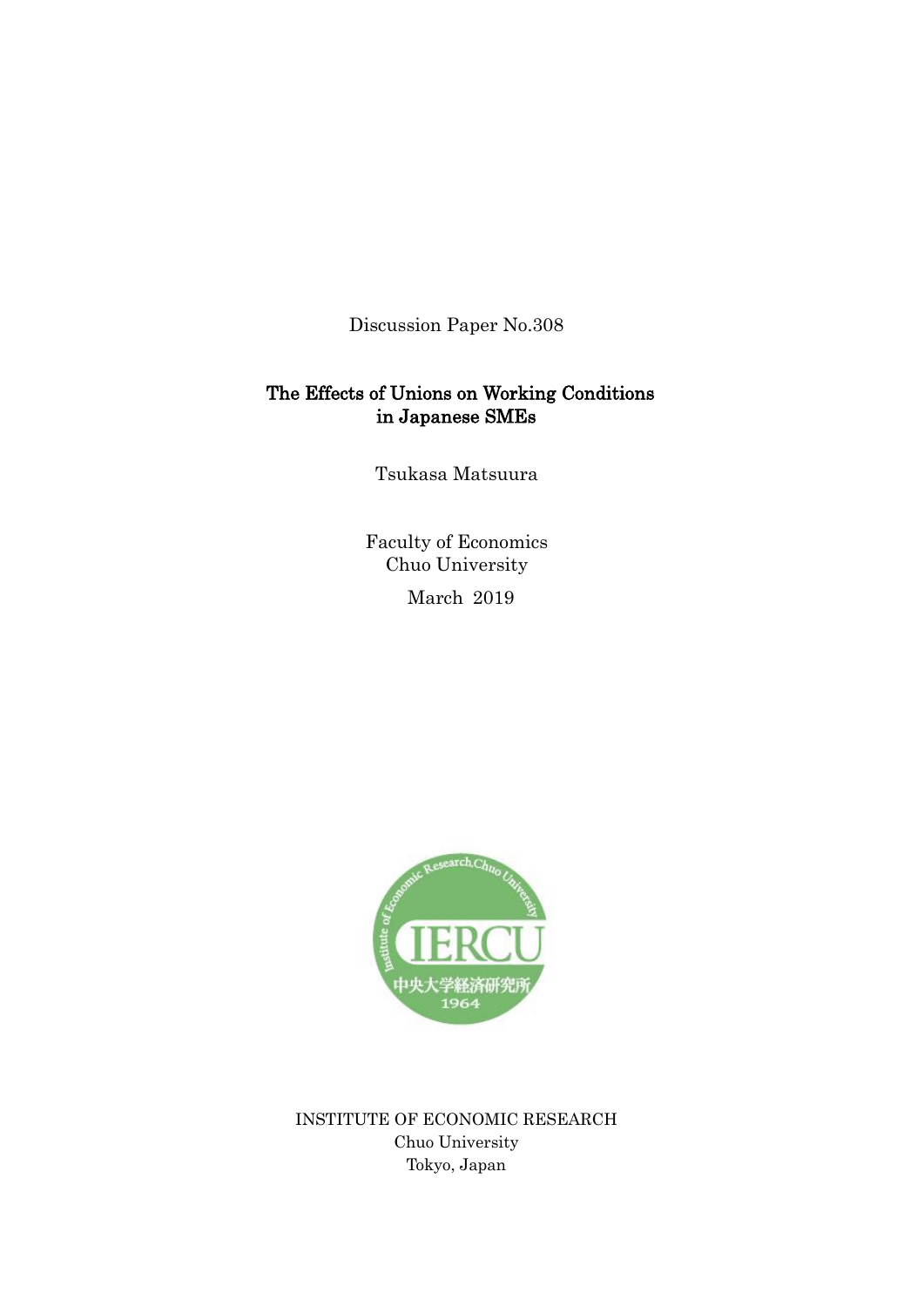Discussion Paper No.308

# The Effects of Unions on Working Conditions in Japanese SMEs

Tsukasa Matsuura

Faculty of Economics
Chuo University

March 2019

INSTITUTE OF ECONOMIC RESEARCH
Chuo University
Tokyo, Japan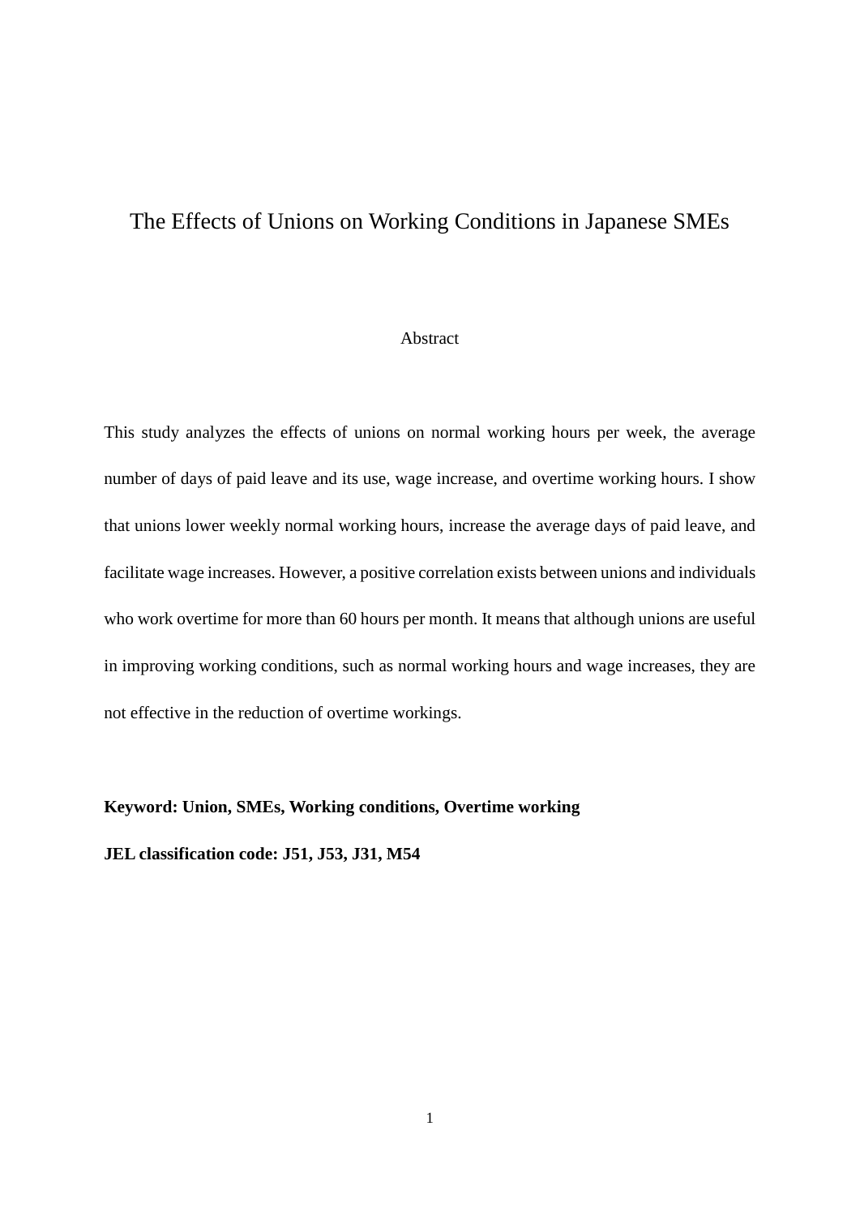# The Effects of Unions on Working Conditions in Japanese SMEs

## Abstract

This study analyzes the effects of unions on normal working hours per week, the average number of days of paid leave and its use, wage increase, and overtime working hours. I show that unions lower weekly normal working hours, increase the average days of paid leave, and facilitate wage increases. However, a positive correlation exists between unions and individuals who work overtime for more than 60 hours per month. It means that although unions are useful in improving working conditions, such as normal working hours and wage increases, they are not effective in the reduction of overtime workings.

**Keyword: Union, SMEs, Working conditions, Overtime working**

**JEL classification code: J51, J53, J31, M54**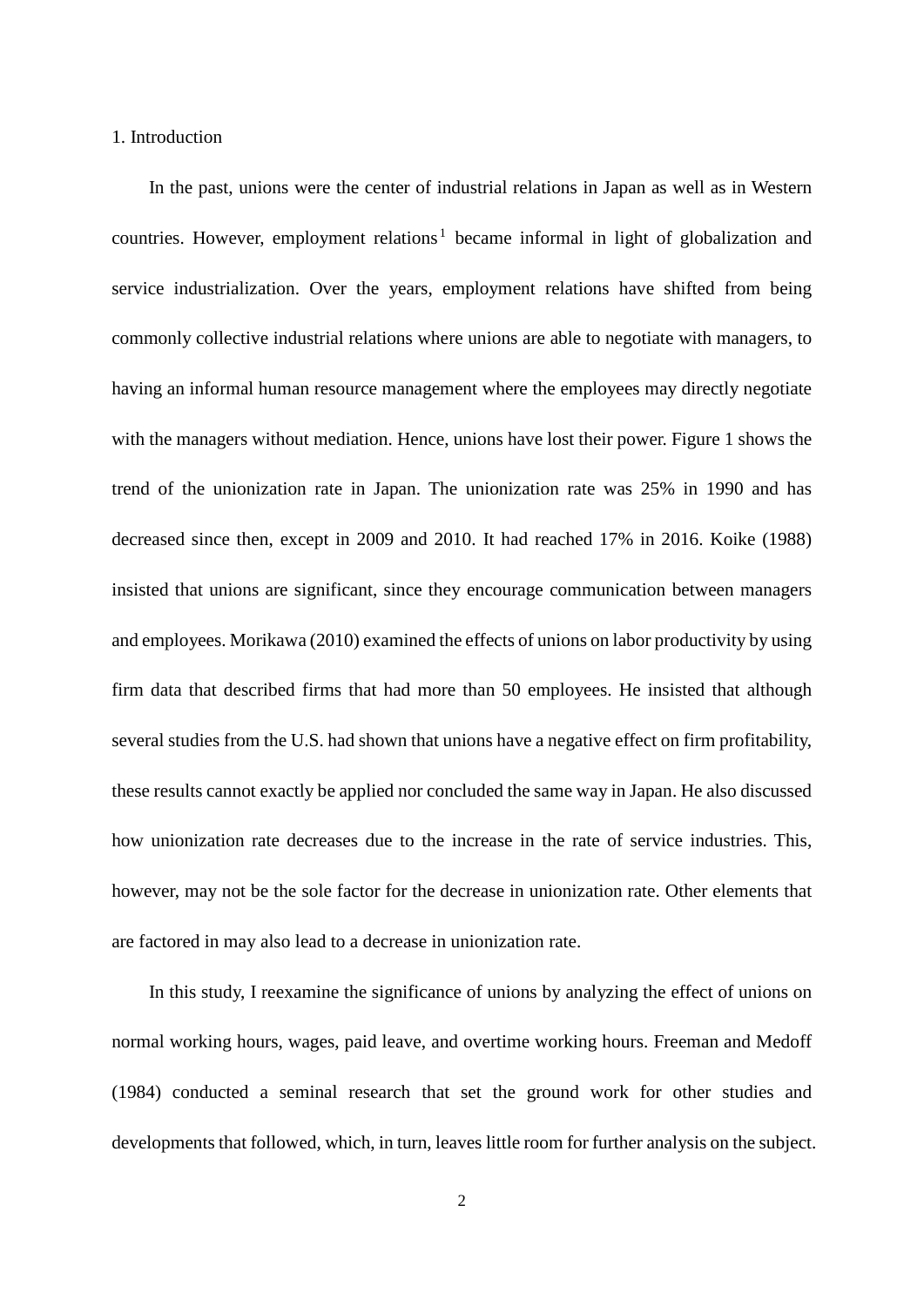## 1. Introduction

In the past, unions were the center of industrial relations in Japan as well as in Western countries. However, employment relations[1] became informal in light of globalization and service industrialization. Over the years, employment relations have shifted from being commonly collective industrial relations where unions are able to negotiate with managers, to having an informal human resource management where the employees may directly negotiate with the managers without mediation. Hence, unions have lost their power. Figure 1 shows the trend of the unionization rate in Japan. The unionization rate was 25% in 1990 and has decreased since then, except in 2009 and 2010. It had reached 17% in 2016. Koike (1988) insisted that unions are significant, since they encourage communication between managers and employees. Morikawa (2010) examined the effects of unions on labor productivity by using firm data that described firms that had more than 50 employees. He insisted that although several studies from the U.S. had shown that unions have a negative effect on firm profitability, these results cannot exactly be applied nor concluded the same way in Japan. He also discussed how unionization rate decreases due to the increase in the rate of service industries. This, however, may not be the sole factor for the decrease in unionization rate. Other elements that are factored in may also lead to a decrease in unionization rate.

In this study, I reexamine the significance of unions by analyzing the effect of unions on normal working hours, wages, paid leave, and overtime working hours. Freeman and Medoff (1984) conducted a seminal research that set the ground work for other studies and developments that followed, which, in turn, leaves little room for further analysis on the subject.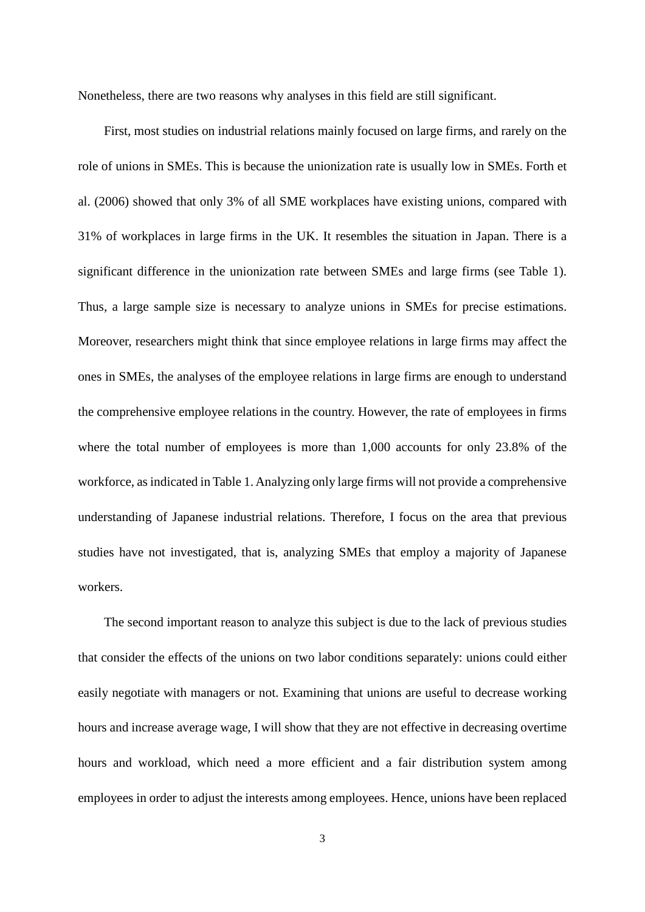Nonetheless, there are two reasons why analyses in this field are still significant.

First, most studies on industrial relations mainly focused on large firms, and rarely on the role of unions in SMEs. This is because the unionization rate is usually low in SMEs. Forth et al. (2006) showed that only 3% of all SME workplaces have existing unions, compared with 31% of workplaces in large firms in the UK. It resembles the situation in Japan. There is a significant difference in the unionization rate between SMEs and large firms (see Table 1). Thus, a large sample size is necessary to analyze unions in SMEs for precise estimations. Moreover, researchers might think that since employee relations in large firms may affect the ones in SMEs, the analyses of the employee relations in large firms are enough to understand the comprehensive employee relations in the country. However, the rate of employees in firms where the total number of employees is more than 1,000 accounts for only 23.8% of the workforce, as indicated in Table 1. Analyzing only large firms will not provide a comprehensive understanding of Japanese industrial relations. Therefore, I focus on the area that previous studies have not investigated, that is, analyzing SMEs that employ a majority of Japanese workers.

The second important reason to analyze this subject is due to the lack of previous studies that consider the effects of the unions on two labor conditions separately: unions could either easily negotiate with managers or not. Examining that unions are useful to decrease working hours and increase average wage, I will show that they are not effective in decreasing overtime hours and workload, which need a more efficient and a fair distribution system among employees in order to adjust the interests among employees. Hence, unions have been replaced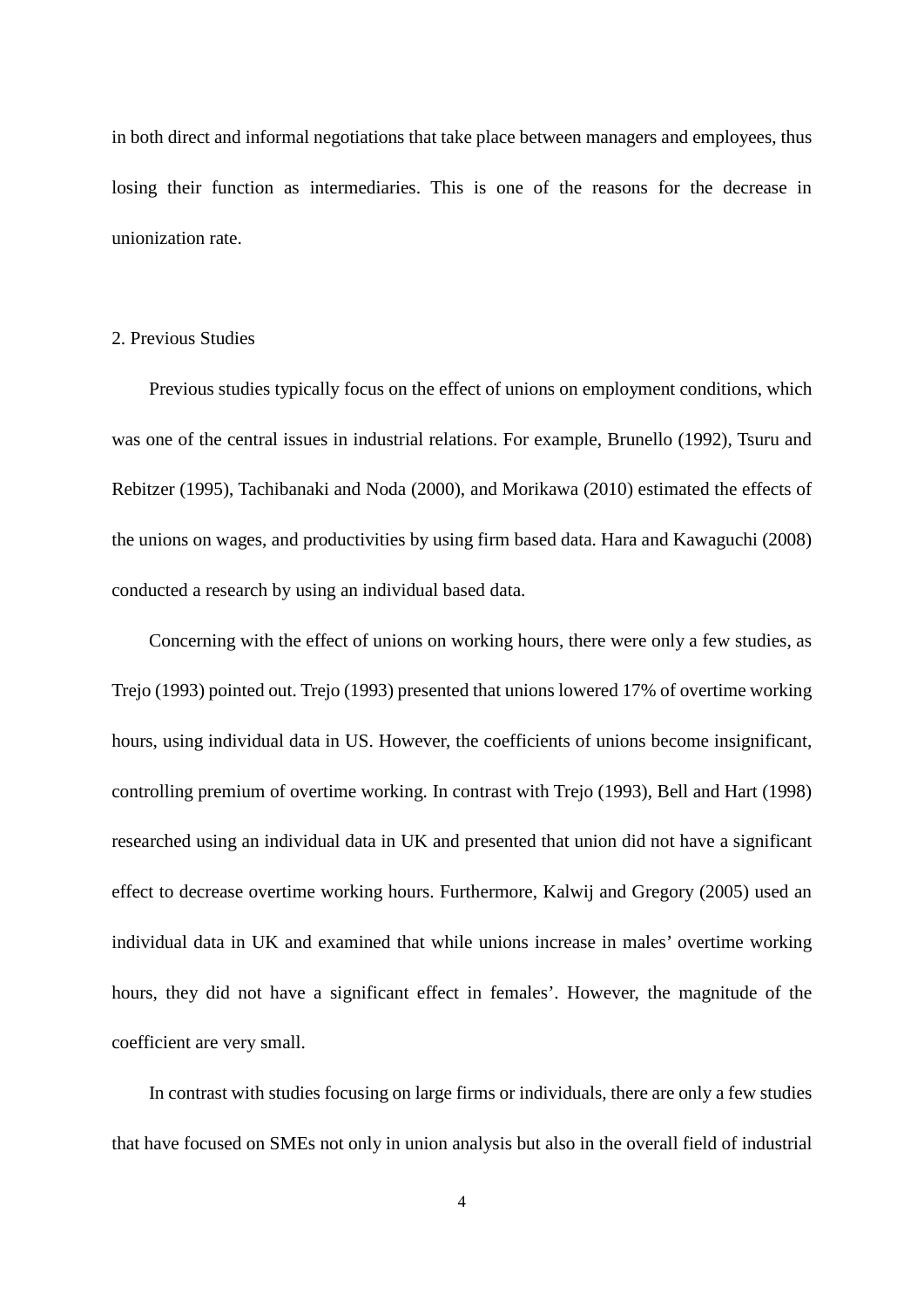in both direct and informal negotiations that take place between managers and employees, thus losing their function as intermediaries. This is one of the reasons for the decrease in unionization rate.

## 2. Previous Studies

Previous studies typically focus on the effect of unions on employment conditions, which was one of the central issues in industrial relations. For example, Brunello (1992), Tsuru and Rebitzer (1995), Tachibanaki and Noda (2000), and Morikawa (2010) estimated the effects of the unions on wages, and productivities by using firm based data. Hara and Kawaguchi (2008) conducted a research by using an individual based data.

Concerning with the effect of unions on working hours, there were only a few studies, as Trejo (1993) pointed out. Trejo (1993) presented that unions lowered 17% of overtime working hours, using individual data in US. However, the coefficients of unions become insignificant, controlling premium of overtime working. In contrast with Trejo (1993), Bell and Hart (1998) researched using an individual data in UK and presented that union did not have a significant effect to decrease overtime working hours. Furthermore, Kalwij and Gregory (2005) used an individual data in UK and examined that while unions increase in males' overtime working hours, they did not have a significant effect in females'. However, the magnitude of the coefficient are very small.

In contrast with studies focusing on large firms or individuals, there are only a few studies that have focused on SMEs not only in union analysis but also in the overall field of industrial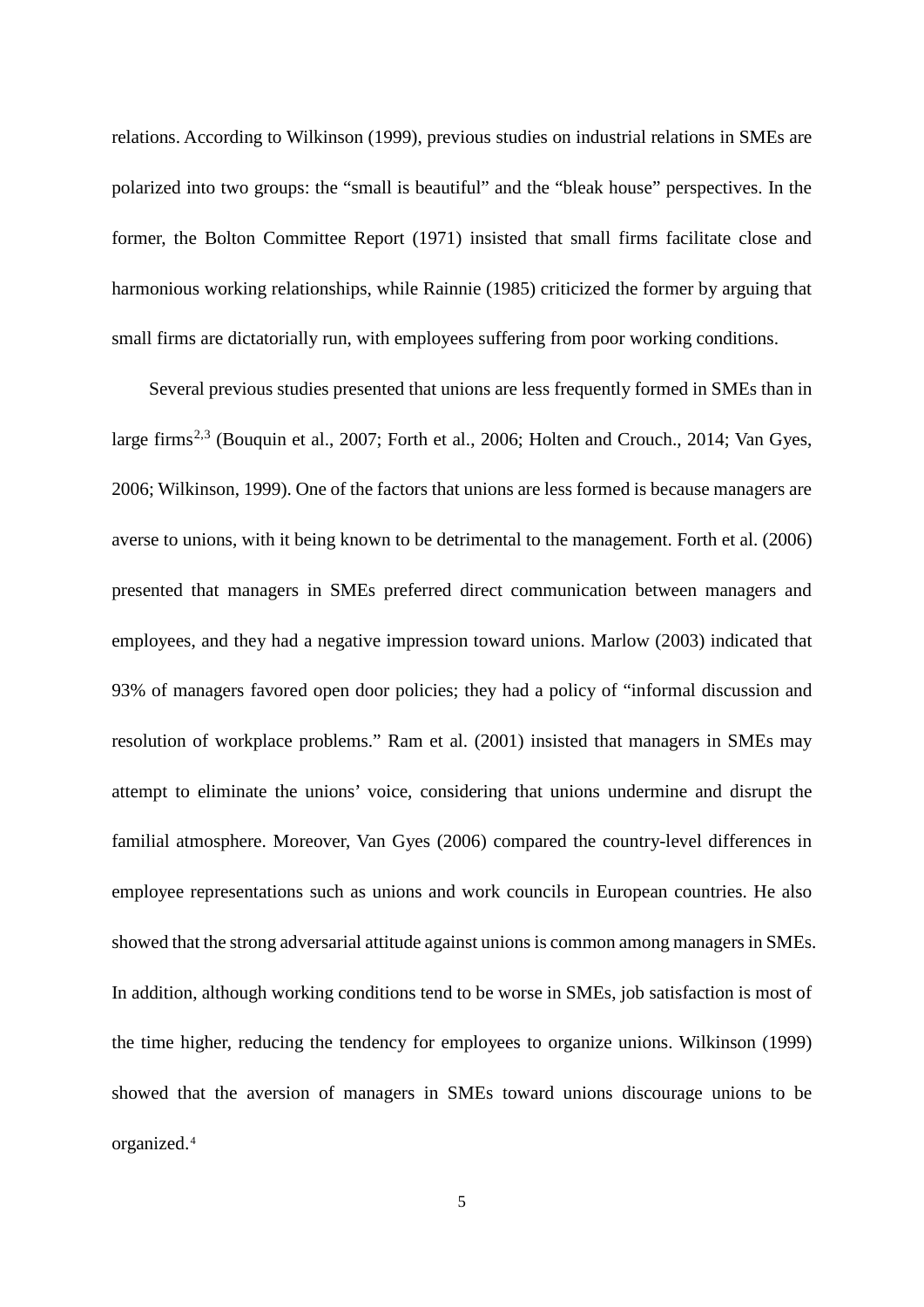relations. According to Wilkinson (1999), previous studies on industrial relations in SMEs are polarized into two groups: the “small is beautiful” and the “bleak house” perspectives. In the former, the Bolton Committee Report (1971) insisted that small firms facilitate close and harmonious working relationships, while Rainnie (1985) criticized the former by arguing that small firms are dictatorially run, with employees suffering from poor working conditions.

Several previous studies presented that unions are less frequently formed in SMEs than in large firms[2,3] (Bouquin et al., 2007; Forth et al., 2006; Holten and Crouch., 2014; Van Gyes, 2006; Wilkinson, 1999). One of the factors that unions are less formed is because managers are averse to unions, with it being known to be detrimental to the management. Forth et al. (2006) presented that managers in SMEs preferred direct communication between managers and employees, and they had a negative impression toward unions. Marlow (2003) indicated that 93% of managers favored open door policies; they had a policy of “informal discussion and resolution of workplace problems.” Ram et al. (2001) insisted that managers in SMEs may attempt to eliminate the unions’ voice, considering that unions undermine and disrupt the familial atmosphere. Moreover, Van Gyes (2006) compared the country-level differences in employee representations such as unions and work councils in European countries. He also showed that the strong adversarial attitude against unions is common among managers in SMEs. In addition, although working conditions tend to be worse in SMEs, job satisfaction is most of the time higher, reducing the tendency for employees to organize unions. Wilkinson (1999) showed that the aversion of managers in SMEs toward unions discourage unions to be organized.[4]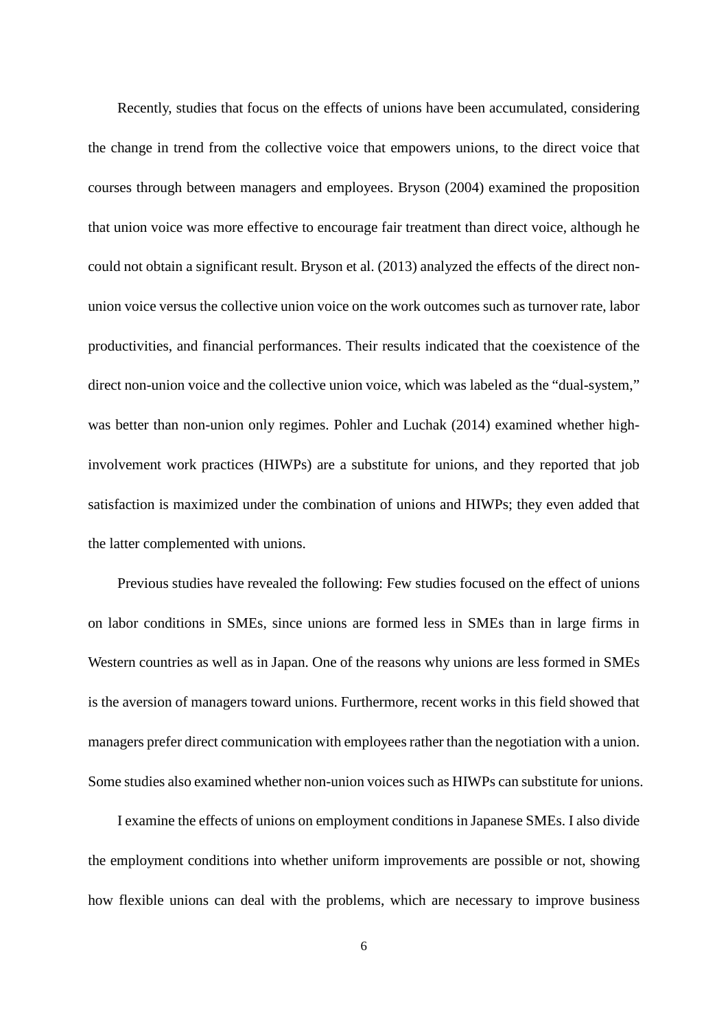Recently, studies that focus on the effects of unions have been accumulated, considering the change in trend from the collective voice that empowers unions, to the direct voice that courses through between managers and employees. Bryson (2004) examined the proposition that union voice was more effective to encourage fair treatment than direct voice, although he could not obtain a significant result. Bryson et al. (2013) analyzed the effects of the direct non-union voice versus the collective union voice on the work outcomes such as turnover rate, labor productivities, and financial performances. Their results indicated that the coexistence of the direct non-union voice and the collective union voice, which was labeled as the "dual-system," was better than non-union only regimes. Pohler and Luchak (2014) examined whether high-involvement work practices (HIWPs) are a substitute for unions, and they reported that job satisfaction is maximized under the combination of unions and HIWPs; they even added that the latter complemented with unions.

Previous studies have revealed the following: Few studies focused on the effect of unions on labor conditions in SMEs, since unions are formed less in SMEs than in large firms in Western countries as well as in Japan. One of the reasons why unions are less formed in SMEs is the aversion of managers toward unions. Furthermore, recent works in this field showed that managers prefer direct communication with employees rather than the negotiation with a union. Some studies also examined whether non-union voices such as HIWPs can substitute for unions.

I examine the effects of unions on employment conditions in Japanese SMEs. I also divide the employment conditions into whether uniform improvements are possible or not, showing how flexible unions can deal with the problems, which are necessary to improve business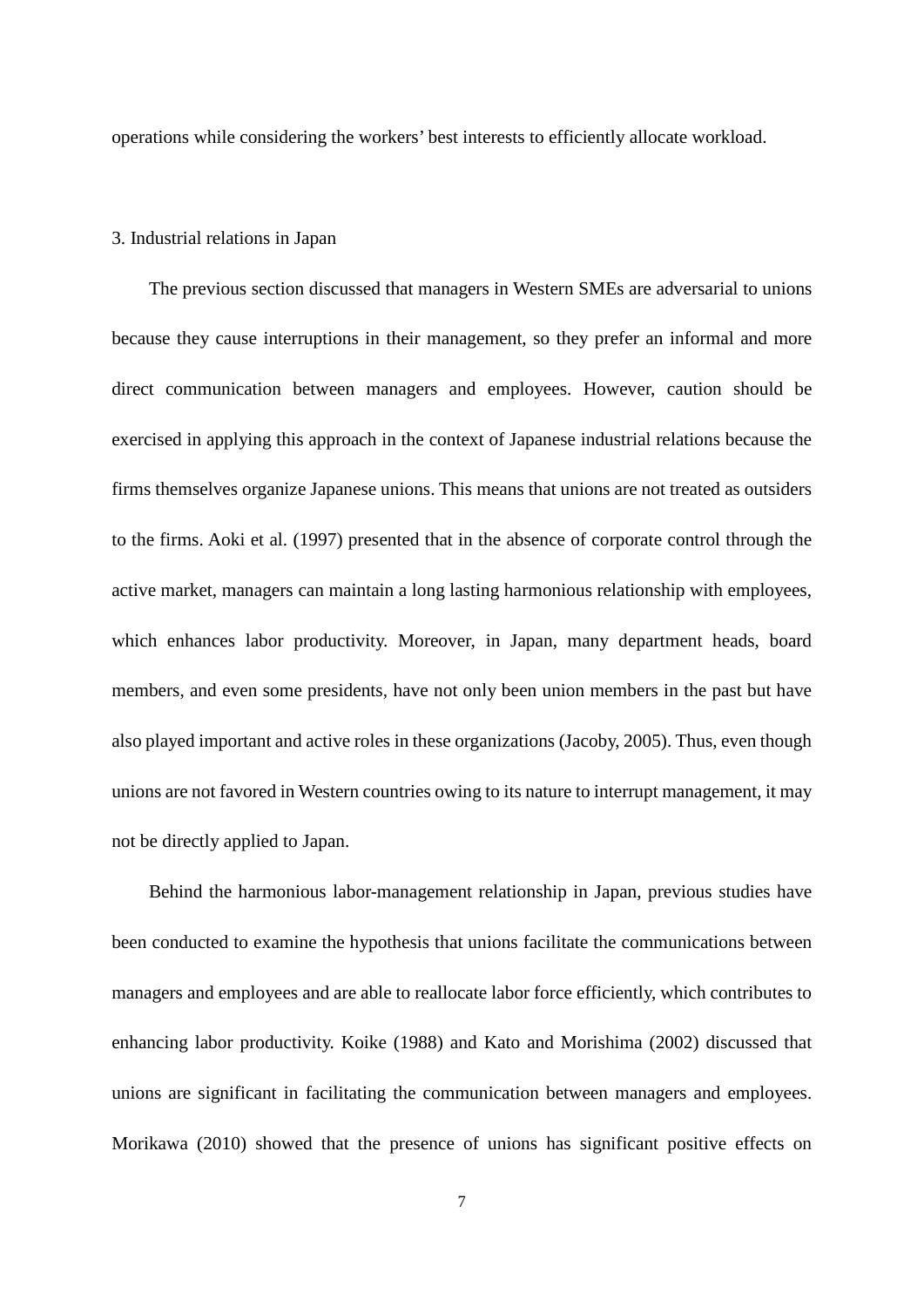operations while considering the workers' best interests to efficiently allocate workload.

## 3. Industrial relations in Japan

The previous section discussed that managers in Western SMEs are adversarial to unions because they cause interruptions in their management, so they prefer an informal and more direct communication between managers and employees. However, caution should be exercised in applying this approach in the context of Japanese industrial relations because the firms themselves organize Japanese unions. This means that unions are not treated as outsiders to the firms. Aoki et al. (1997) presented that in the absence of corporate control through the active market, managers can maintain a long lasting harmonious relationship with employees, which enhances labor productivity. Moreover, in Japan, many department heads, board members, and even some presidents, have not only been union members in the past but have also played important and active roles in these organizations (Jacoby, 2005). Thus, even though unions are not favored in Western countries owing to its nature to interrupt management, it may not be directly applied to Japan.

Behind the harmonious labor-management relationship in Japan, previous studies have been conducted to examine the hypothesis that unions facilitate the communications between managers and employees and are able to reallocate labor force efficiently, which contributes to enhancing labor productivity. Koike (1988) and Kato and Morishima (2002) discussed that unions are significant in facilitating the communication between managers and employees. Morikawa (2010) showed that the presence of unions has significant positive effects on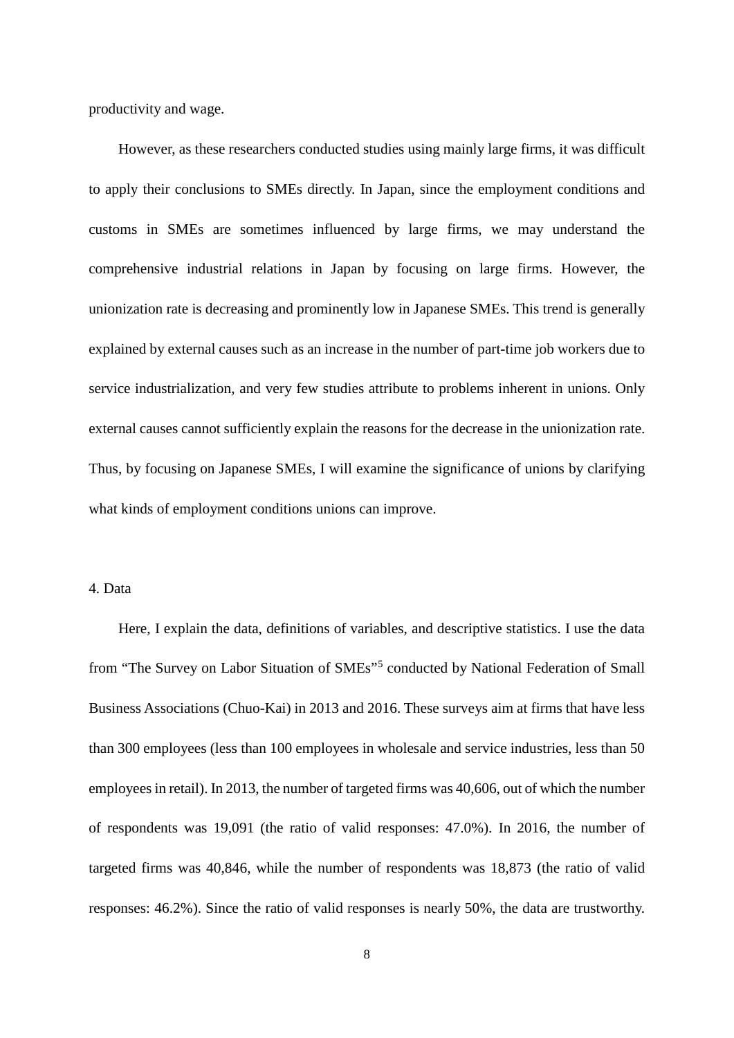productivity and wage.

However, as these researchers conducted studies using mainly large firms, it was difficult to apply their conclusions to SMEs directly. In Japan, since the employment conditions and customs in SMEs are sometimes influenced by large firms, we may understand the comprehensive industrial relations in Japan by focusing on large firms. However, the unionization rate is decreasing and prominently low in Japanese SMEs. This trend is generally explained by external causes such as an increase in the number of part-time job workers due to service industrialization, and very few studies attribute to problems inherent in unions. Only external causes cannot sufficiently explain the reasons for the decrease in the unionization rate. Thus, by focusing on Japanese SMEs, I will examine the significance of unions by clarifying what kinds of employment conditions unions can improve.

## 4. Data

Here, I explain the data, definitions of variables, and descriptive statistics. I use the data from "The Survey on Labor Situation of SMEs"[5] conducted by National Federation of Small Business Associations (Chuo-Kai) in 2013 and 2016. These surveys aim at firms that have less than 300 employees (less than 100 employees in wholesale and service industries, less than 50 employees in retail). In 2013, the number of targeted firms was 40,606, out of which the number of respondents was 19,091 (the ratio of valid responses: 47.0%). In 2016, the number of targeted firms was 40,846, while the number of respondents was 18,873 (the ratio of valid responses: 46.2%). Since the ratio of valid responses is nearly 50%, the data are trustworthy.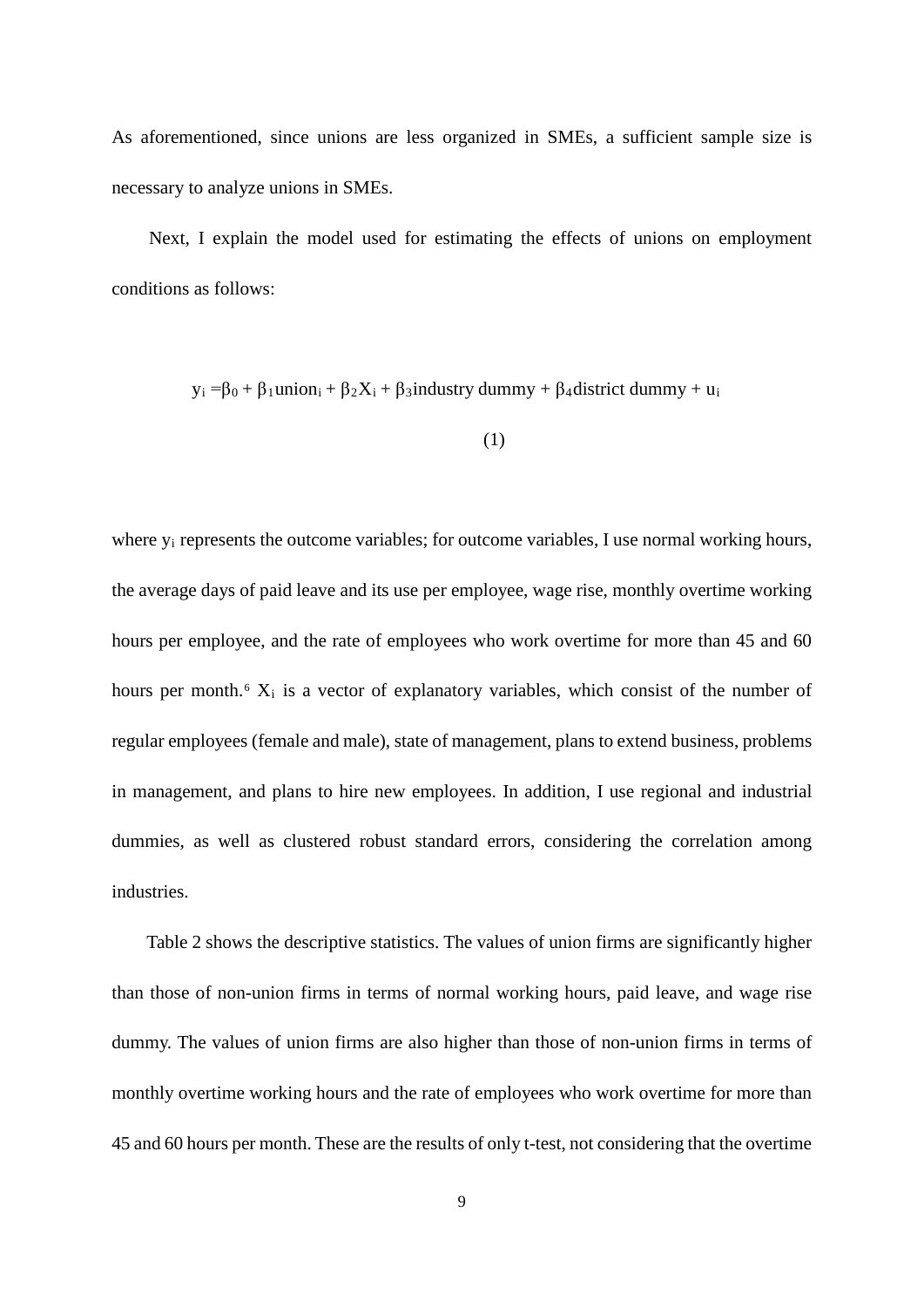As aforementioned, since unions are less organized in SMEs, a sufficient sample size is necessary to analyze unions in SMEs.

Next, I explain the model used for estimating the effects of unions on employment conditions as follows:

$$y_i = \beta_0 + \beta_1 \text{union}_i + \beta_2 X_i + \beta_3 \text{industry dummy} + \beta_4 \text{district dummy} + u_i \quad (1)$$

where $y_i$ represents the outcome variables; for outcome variables, I use normal working hours, the average days of paid leave and its use per employee, wage rise, monthly overtime working hours per employee, and the rate of employees who work overtime for more than 45 and 60 hours per month.[6] $X_i$ is a vector of explanatory variables, which consist of the number of regular employees (female and male), state of management, plans to extend business, problems in management, and plans to hire new employees. In addition, I use regional and industrial dummies, as well as clustered robust standard errors, considering the correlation among industries.

Table 2 shows the descriptive statistics. The values of union firms are significantly higher than those of non-union firms in terms of normal working hours, paid leave, and wage rise dummy. The values of union firms are also higher than those of non-union firms in terms of monthly overtime working hours and the rate of employees who work overtime for more than 45 and 60 hours per month. These are the results of only t-test, not considering that the overtime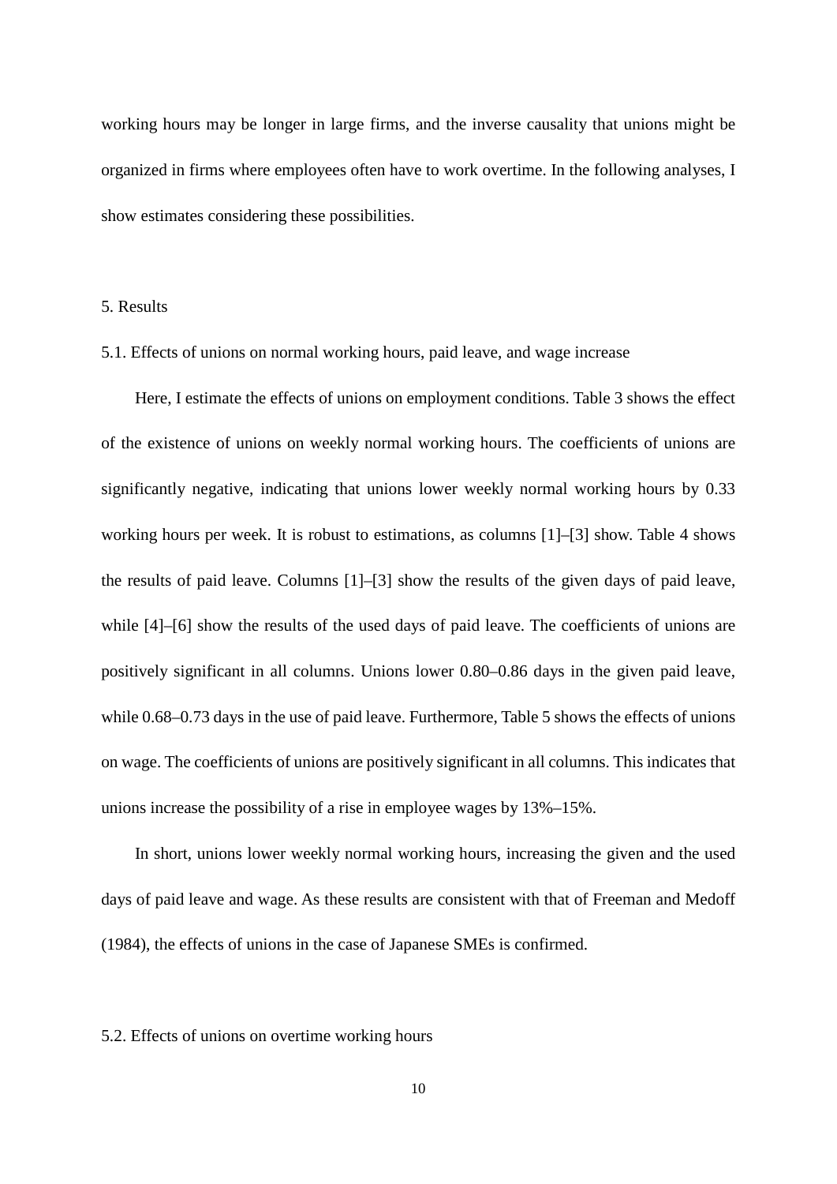working hours may be longer in large firms, and the inverse causality that unions might be organized in firms where employees often have to work overtime. In the following analyses, I show estimates considering these possibilities.

## 5. Results

### 5.1. Effects of unions on normal working hours, paid leave, and wage increase

Here, I estimate the effects of unions on employment conditions. Table 3 shows the effect of the existence of unions on weekly normal working hours. The coefficients of unions are significantly negative, indicating that unions lower weekly normal working hours by 0.33 working hours per week. It is robust to estimations, as columns [1]–[3] show. Table 4 shows the results of paid leave. Columns [1]–[3] show the results of the given days of paid leave, while [4]–[6] show the results of the used days of paid leave. The coefficients of unions are positively significant in all columns. Unions lower 0.80–0.86 days in the given paid leave, while 0.68–0.73 days in the use of paid leave. Furthermore, Table 5 shows the effects of unions on wage. The coefficients of unions are positively significant in all columns. This indicates that unions increase the possibility of a rise in employee wages by 13%–15%.

In short, unions lower weekly normal working hours, increasing the given and the used days of paid leave and wage. As these results are consistent with that of Freeman and Medoff (1984), the effects of unions in the case of Japanese SMEs is confirmed.

### 5.2. Effects of unions on overtime working hours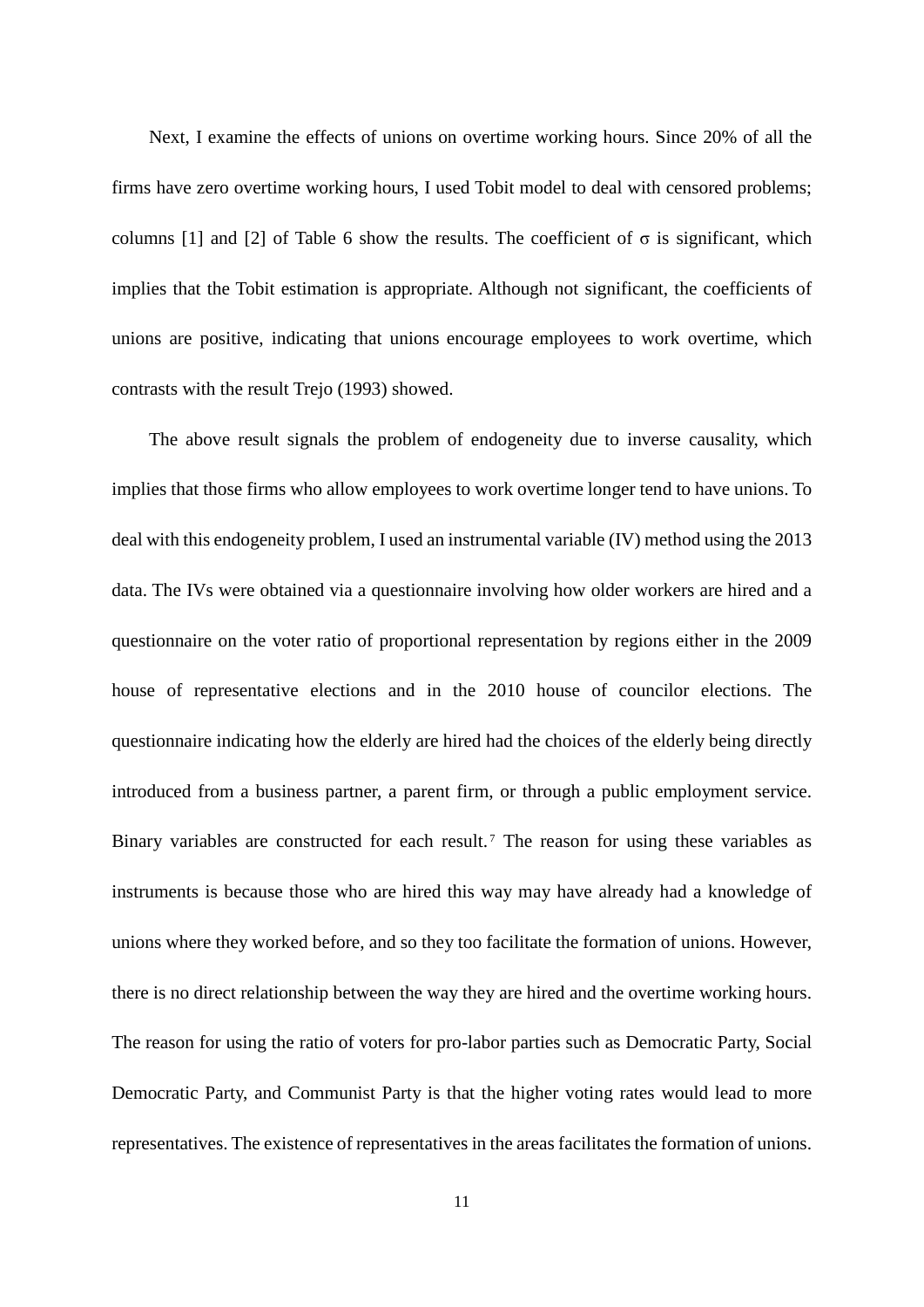Next, I examine the effects of unions on overtime working hours. Since 20% of all the firms have zero overtime working hours, I used Tobit model to deal with censored problems; columns [1] and [2] of Table 6 show the results. The coefficient of σ is significant, which implies that the Tobit estimation is appropriate. Although not significant, the coefficients of unions are positive, indicating that unions encourage employees to work overtime, which contrasts with the result Trejo (1993) showed.

The above result signals the problem of endogeneity due to inverse causality, which implies that those firms who allow employees to work overtime longer tend to have unions. To deal with this endogeneity problem, I used an instrumental variable (IV) method using the 2013 data. The IVs were obtained via a questionnaire involving how older workers are hired and a questionnaire on the voter ratio of proportional representation by regions either in the 2009 house of representative elections and in the 2010 house of councilor elections. The questionnaire indicating how the elderly are hired had the choices of the elderly being directly introduced from a business partner, a parent firm, or through a public employment service. Binary variables are constructed for each result.[7] The reason for using these variables as instruments is because those who are hired this way may have already had a knowledge of unions where they worked before, and so they too facilitate the formation of unions. However, there is no direct relationship between the way they are hired and the overtime working hours. The reason for using the ratio of voters for pro-labor parties such as Democratic Party, Social Democratic Party, and Communist Party is that the higher voting rates would lead to more representatives. The existence of representatives in the areas facilitates the formation of unions.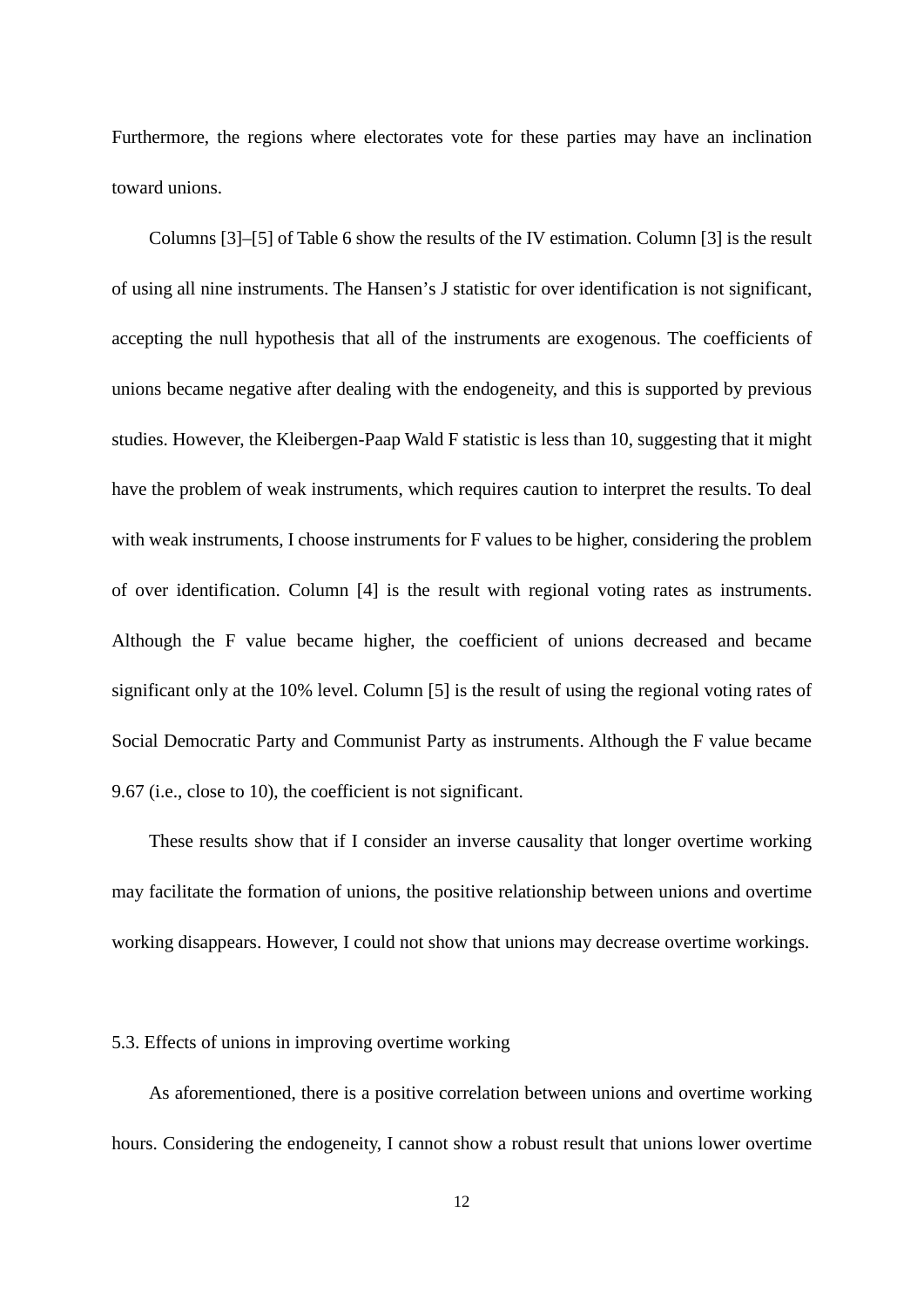Furthermore, the regions where electorates vote for these parties may have an inclination toward unions.

Columns [3]–[5] of Table 6 show the results of the IV estimation. Column [3] is the result of using all nine instruments. The Hansen's J statistic for over identification is not significant, accepting the null hypothesis that all of the instruments are exogenous. The coefficients of unions became negative after dealing with the endogeneity, and this is supported by previous studies. However, the Kleibergen-Paap Wald F statistic is less than 10, suggesting that it might have the problem of weak instruments, which requires caution to interpret the results. To deal with weak instruments, I choose instruments for F values to be higher, considering the problem of over identification. Column [4] is the result with regional voting rates as instruments. Although the F value became higher, the coefficient of unions decreased and became significant only at the 10% level. Column [5] is the result of using the regional voting rates of Social Democratic Party and Communist Party as instruments. Although the F value became 9.67 (i.e., close to 10), the coefficient is not significant.

These results show that if I consider an inverse causality that longer overtime working may facilitate the formation of unions, the positive relationship between unions and overtime working disappears. However, I could not show that unions may decrease overtime workings.

### 5.3. Effects of unions in improving overtime working

As aforementioned, there is a positive correlation between unions and overtime working hours. Considering the endogeneity, I cannot show a robust result that unions lower overtime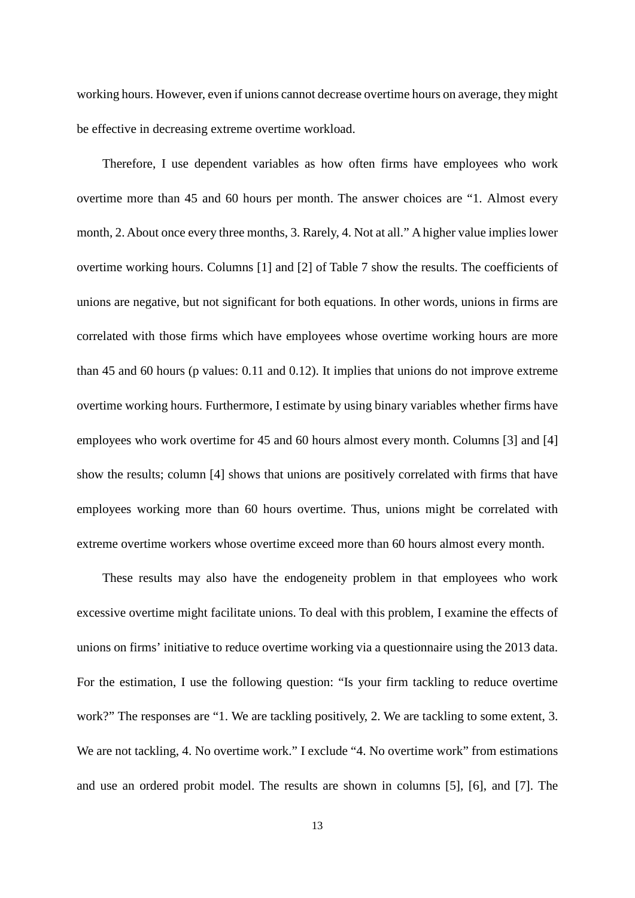working hours. However, even if unions cannot decrease overtime hours on average, they might be effective in decreasing extreme overtime workload.

Therefore, I use dependent variables as how often firms have employees who work overtime more than 45 and 60 hours per month. The answer choices are "1. Almost every month, 2. About once every three months, 3. Rarely, 4. Not at all." A higher value implies lower overtime working hours. Columns [1] and [2] of Table 7 show the results. The coefficients of unions are negative, but not significant for both equations. In other words, unions in firms are correlated with those firms which have employees whose overtime working hours are more than 45 and 60 hours (p values: 0.11 and 0.12). It implies that unions do not improve extreme overtime working hours. Furthermore, I estimate by using binary variables whether firms have employees who work overtime for 45 and 60 hours almost every month. Columns [3] and [4] show the results; column [4] shows that unions are positively correlated with firms that have employees working more than 60 hours overtime. Thus, unions might be correlated with extreme overtime workers whose overtime exceed more than 60 hours almost every month.

These results may also have the endogeneity problem in that employees who work excessive overtime might facilitate unions. To deal with this problem, I examine the effects of unions on firms' initiative to reduce overtime working via a questionnaire using the 2013 data. For the estimation, I use the following question: "Is your firm tackling to reduce overtime work?" The responses are "1. We are tackling positively, 2. We are tackling to some extent, 3. We are not tackling, 4. No overtime work." I exclude "4. No overtime work" from estimations and use an ordered probit model. The results are shown in columns [5], [6], and [7]. The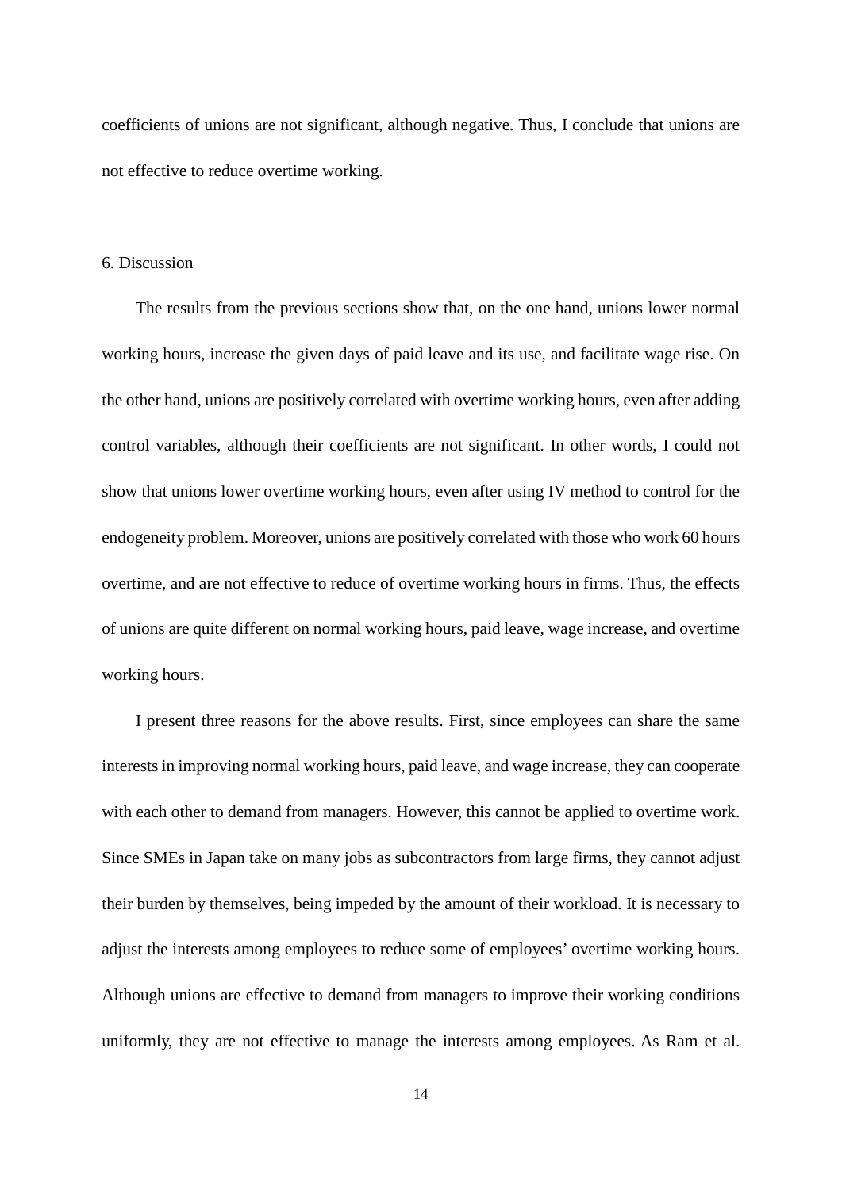coefficients of unions are not significant, although negative. Thus, I conclude that unions are not effective to reduce overtime working.

## 6. Discussion

The results from the previous sections show that, on the one hand, unions lower normal working hours, increase the given days of paid leave and its use, and facilitate wage rise. On the other hand, unions are positively correlated with overtime working hours, even after adding control variables, although their coefficients are not significant. In other words, I could not show that unions lower overtime working hours, even after using IV method to control for the endogeneity problem. Moreover, unions are positively correlated with those who work 60 hours overtime, and are not effective to reduce of overtime working hours in firms. Thus, the effects of unions are quite different on normal working hours, paid leave, wage increase, and overtime working hours.

I present three reasons for the above results. First, since employees can share the same interests in improving normal working hours, paid leave, and wage increase, they can cooperate with each other to demand from managers. However, this cannot be applied to overtime work. Since SMEs in Japan take on many jobs as subcontractors from large firms, they cannot adjust their burden by themselves, being impeded by the amount of their workload. It is necessary to adjust the interests among employees to reduce some of employees' overtime working hours. Although unions are effective to demand from managers to improve their working conditions uniformly, they are not effective to manage the interests among employees. As Ram et al.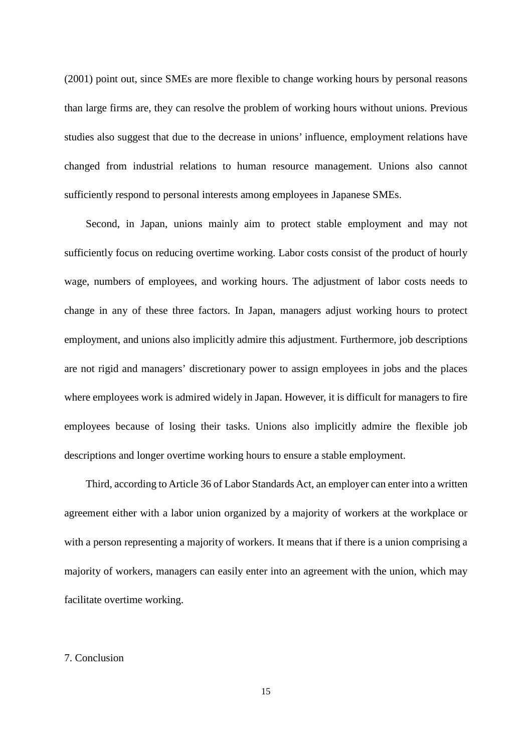(2001) point out, since SMEs are more flexible to change working hours by personal reasons than large firms are, they can resolve the problem of working hours without unions. Previous studies also suggest that due to the decrease in unions' influence, employment relations have changed from industrial relations to human resource management. Unions also cannot sufficiently respond to personal interests among employees in Japanese SMEs.

Second, in Japan, unions mainly aim to protect stable employment and may not sufficiently focus on reducing overtime working. Labor costs consist of the product of hourly wage, numbers of employees, and working hours. The adjustment of labor costs needs to change in any of these three factors. In Japan, managers adjust working hours to protect employment, and unions also implicitly admire this adjustment. Furthermore, job descriptions are not rigid and managers' discretionary power to assign employees in jobs and the places where employees work is admired widely in Japan. However, it is difficult for managers to fire employees because of losing their tasks. Unions also implicitly admire the flexible job descriptions and longer overtime working hours to ensure a stable employment.

Third, according to Article 36 of Labor Standards Act, an employer can enter into a written agreement either with a labor union organized by a majority of workers at the workplace or with a person representing a majority of workers. It means that if there is a union comprising a majority of workers, managers can easily enter into an agreement with the union, which may facilitate overtime working.

## 7. Conclusion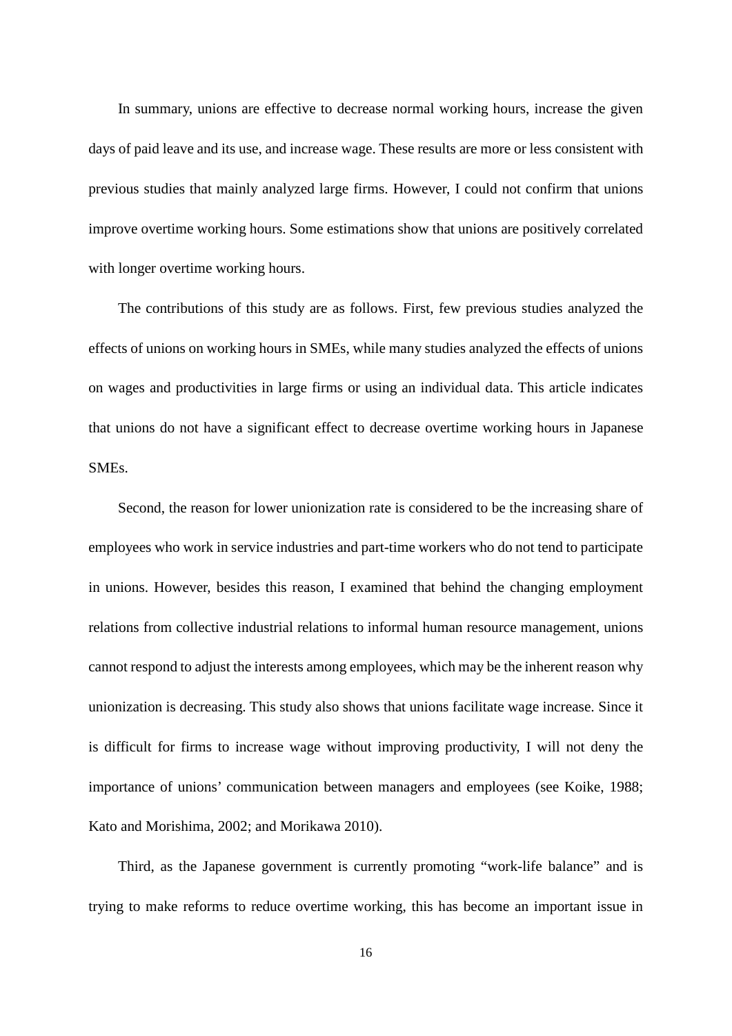In summary, unions are effective to decrease normal working hours, increase the given days of paid leave and its use, and increase wage. These results are more or less consistent with previous studies that mainly analyzed large firms. However, I could not confirm that unions improve overtime working hours. Some estimations show that unions are positively correlated with longer overtime working hours.

The contributions of this study are as follows. First, few previous studies analyzed the effects of unions on working hours in SMEs, while many studies analyzed the effects of unions on wages and productivities in large firms or using an individual data. This article indicates that unions do not have a significant effect to decrease overtime working hours in Japanese SMEs.

Second, the reason for lower unionization rate is considered to be the increasing share of employees who work in service industries and part-time workers who do not tend to participate in unions. However, besides this reason, I examined that behind the changing employment relations from collective industrial relations to informal human resource management, unions cannot respond to adjust the interests among employees, which may be the inherent reason why unionization is decreasing. This study also shows that unions facilitate wage increase. Since it is difficult for firms to increase wage without improving productivity, I will not deny the importance of unions' communication between managers and employees (see Koike, 1988; Kato and Morishima, 2002; and Morikawa 2010).

Third, as the Japanese government is currently promoting "work-life balance" and is trying to make reforms to reduce overtime working, this has become an important issue in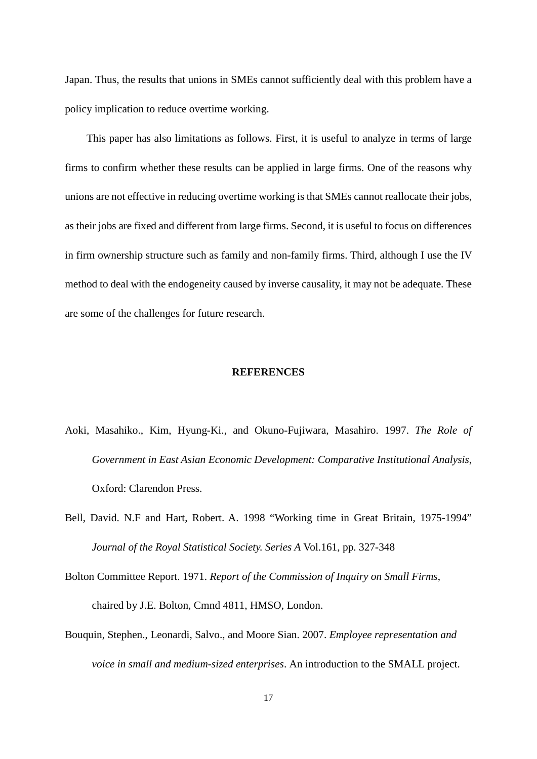Japan. Thus, the results that unions in SMEs cannot sufficiently deal with this problem have a policy implication to reduce overtime working.

This paper has also limitations as follows. First, it is useful to analyze in terms of large firms to confirm whether these results can be applied in large firms. One of the reasons why unions are not effective in reducing overtime working is that SMEs cannot reallocate their jobs, as their jobs are fixed and different from large firms. Second, it is useful to focus on differences in firm ownership structure such as family and non-family firms. Third, although I use the IV method to deal with the endogeneity caused by inverse causality, it may not be adequate. These are some of the challenges for future research.

## REFERENCES

Aoki, Masahiko., Kim, Hyung-Ki., and Okuno-Fujiwara, Masahiro. 1997. *The Role of Government in East Asian Economic Development: Comparative Institutional Analysis*, Oxford: Clarendon Press.

Bell, David. N.F and Hart, Robert. A. 1998 "Working time in Great Britain, 1975-1994" *Journal of the Royal Statistical Society. Series A* Vol.161, pp. 327-348

Bolton Committee Report. 1971. *Report of the Commission of Inquiry on Small Firms*, chaired by J.E. Bolton, Cmnd 4811, HMSO, London.

Bouquin, Stephen., Leonardi, Salvo., and Moore Sian. 2007. *Employee representation and voice in small and medium-sized enterprises*. An introduction to the SMALL project.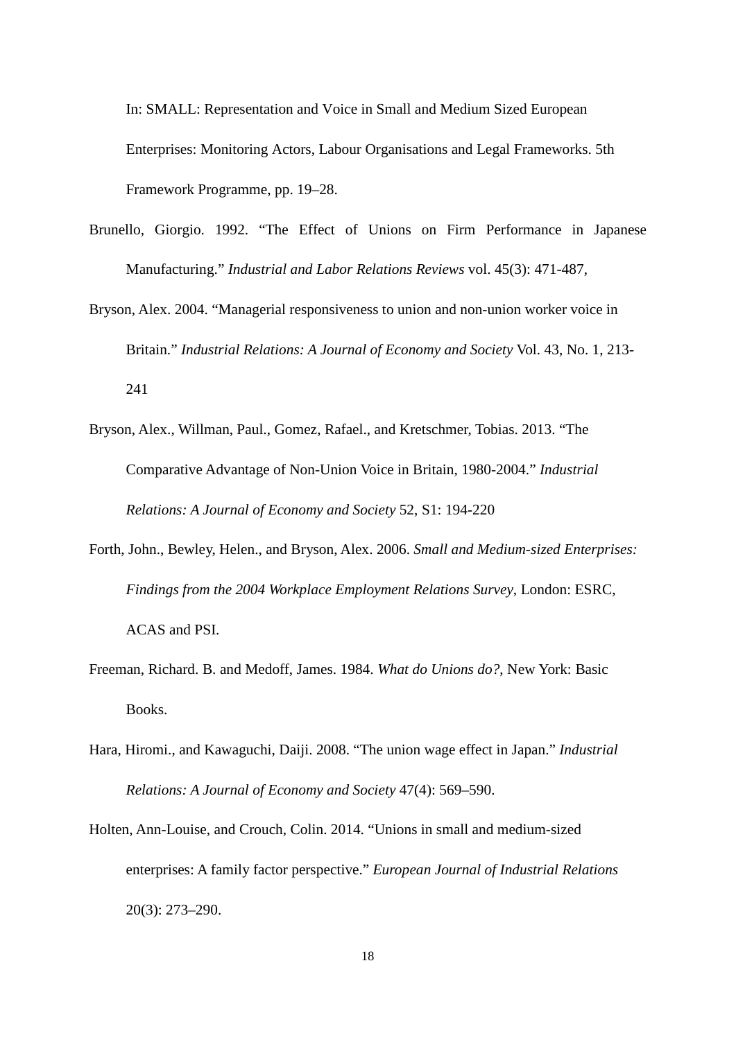In: SMALL: Representation and Voice in Small and Medium Sized European Enterprises: Monitoring Actors, Labour Organisations and Legal Frameworks. 5th Framework Programme, pp. 19–28.

Brunello, Giorgio. 1992. “The Effect of Unions on Firm Performance in Japanese Manufacturing.” *Industrial and Labor Relations Reviews* vol. 45(3): 471-487,

Bryson, Alex. 2004. “Managerial responsiveness to union and non-union worker voice in Britain.” *Industrial Relations: A Journal of Economy and Society* Vol. 43, No. 1, 213-241

Bryson, Alex., Willman, Paul., Gomez, Rafael., and Kretschmer, Tobias. 2013. “The Comparative Advantage of Non-Union Voice in Britain, 1980-2004.” *Industrial Relations: A Journal of Economy and Society* 52, S1: 194-220

Forth, John., Bewley, Helen., and Bryson, Alex. 2006. *Small and Medium-sized Enterprises: Findings from the 2004 Workplace Employment Relations Survey*, London: ESRC, ACAS and PSI.

Freeman, Richard. B. and Medoff, James. 1984. *What do Unions do?*, New York: Basic Books.

Hara, Hiromi., and Kawaguchi, Daiji. 2008. “The union wage effect in Japan.” *Industrial Relations: A Journal of Economy and Society* 47(4): 569–590.

Holten, Ann-Louise, and Crouch, Colin. 2014. “Unions in small and medium-sized enterprises: A family factor perspective.” *European Journal of Industrial Relations* 20(3): 273–290.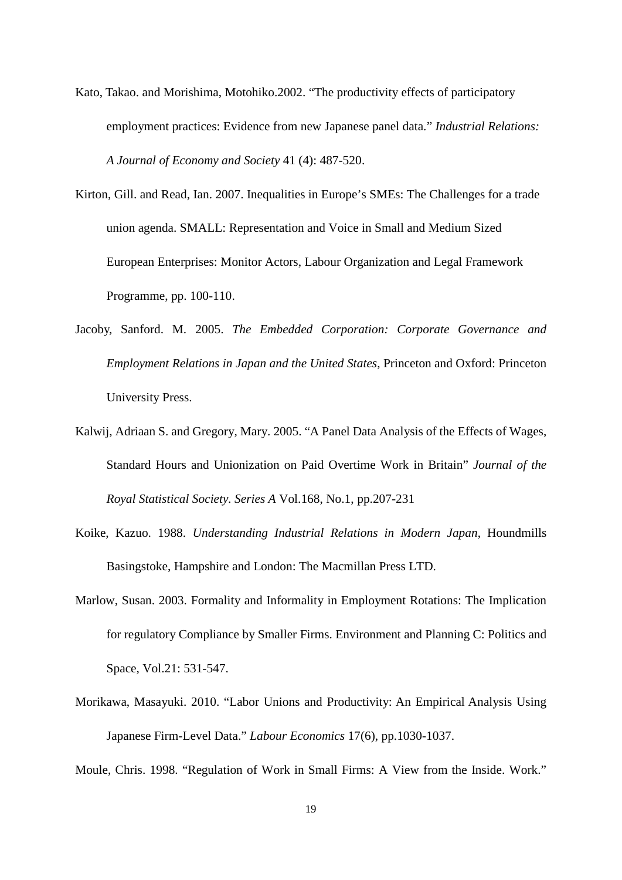Kato, Takao. and Morishima, Motohiko.2002. "The productivity effects of participatory employment practices: Evidence from new Japanese panel data." *Industrial Relations: A Journal of Economy and Society* 41 (4): 487-520.

Kirton, Gill. and Read, Ian. 2007. Inequalities in Europe's SMEs: The Challenges for a trade union agenda. SMALL: Representation and Voice in Small and Medium Sized European Enterprises: Monitor Actors, Labour Organization and Legal Framework Programme, pp. 100-110.

Jacoby, Sanford. M. 2005. *The Embedded Corporation: Corporate Governance and Employment Relations in Japan and the United States*, Princeton and Oxford: Princeton University Press.

Kalwij, Adriaan S. and Gregory, Mary. 2005. "A Panel Data Analysis of the Effects of Wages, Standard Hours and Unionization on Paid Overtime Work in Britain" *Journal of the Royal Statistical Society. Series A* Vol.168, No.1, pp.207-231

Koike, Kazuo. 1988. *Understanding Industrial Relations in Modern Japan*, Houndmills Basingstoke, Hampshire and London: The Macmillan Press LTD.

Marlow, Susan. 2003. Formality and Informality in Employment Rotations: The Implication for regulatory Compliance by Smaller Firms. Environment and Planning C: Politics and Space, Vol.21: 531-547.

Morikawa, Masayuki. 2010. "Labor Unions and Productivity: An Empirical Analysis Using Japanese Firm-Level Data." *Labour Economics* 17(6), pp.1030-1037.

Moule, Chris. 1998. "Regulation of Work in Small Firms: A View from the Inside. Work."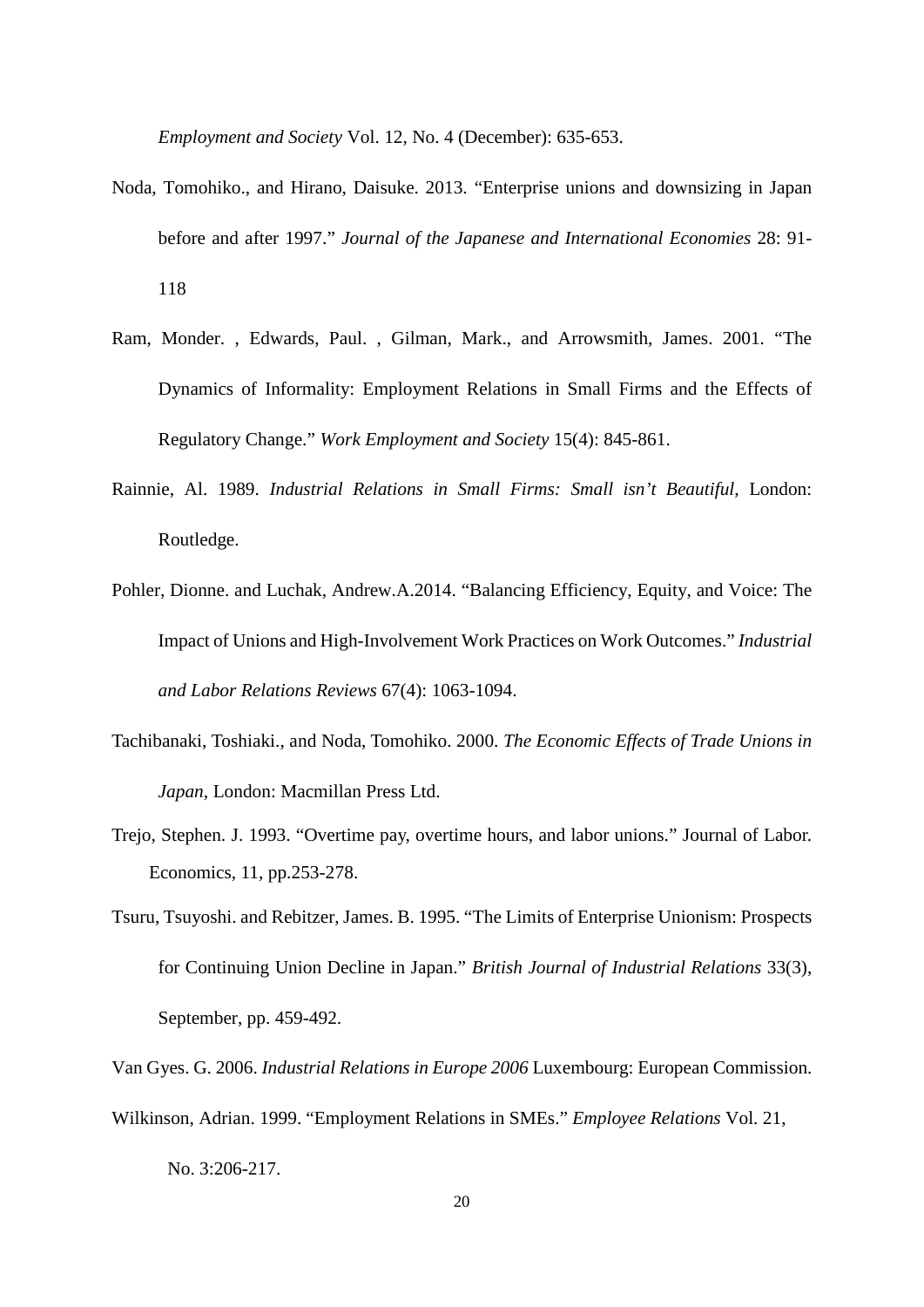*Employment and Society* Vol. 12, No. 4 (December): 635-653.

Noda, Tomohiko., and Hirano, Daisuke. 2013. "Enterprise unions and downsizing in Japan before and after 1997." *Journal of the Japanese and International Economies* 28: 91-118

Ram, Monder. , Edwards, Paul. , Gilman, Mark., and Arrowsmith, James. 2001. "The Dynamics of Informality: Employment Relations in Small Firms and the Effects of Regulatory Change." *Work Employment and Society* 15(4): 845-861.

Rainnie, Al. 1989. *Industrial Relations in Small Firms: Small isn't Beautiful*, London: Routledge.

Pohler, Dionne. and Luchak, Andrew.A.2014. "Balancing Efficiency, Equity, and Voice: The Impact of Unions and High-Involvement Work Practices on Work Outcomes." *Industrial and Labor Relations Reviews* 67(4): 1063-1094.

Tachibanaki, Toshiaki., and Noda, Tomohiko. 2000. *The Economic Effects of Trade Unions in Japan*, London: Macmillan Press Ltd.

Trejo, Stephen. J. 1993. "Overtime pay, overtime hours, and labor unions." Journal of Labor. Economics, 11, pp.253-278.

Tsuru, Tsuyoshi. and Rebitzer, James. B. 1995. "The Limits of Enterprise Unionism: Prospects for Continuing Union Decline in Japan." *British Journal of Industrial Relations* 33(3), September, pp. 459-492.

Van Gyes. G. 2006. *Industrial Relations in Europe 2006* Luxembourg: European Commission.

Wilkinson, Adrian. 1999. "Employment Relations in SMEs." *Employee Relations* Vol. 21, No. 3:206-217.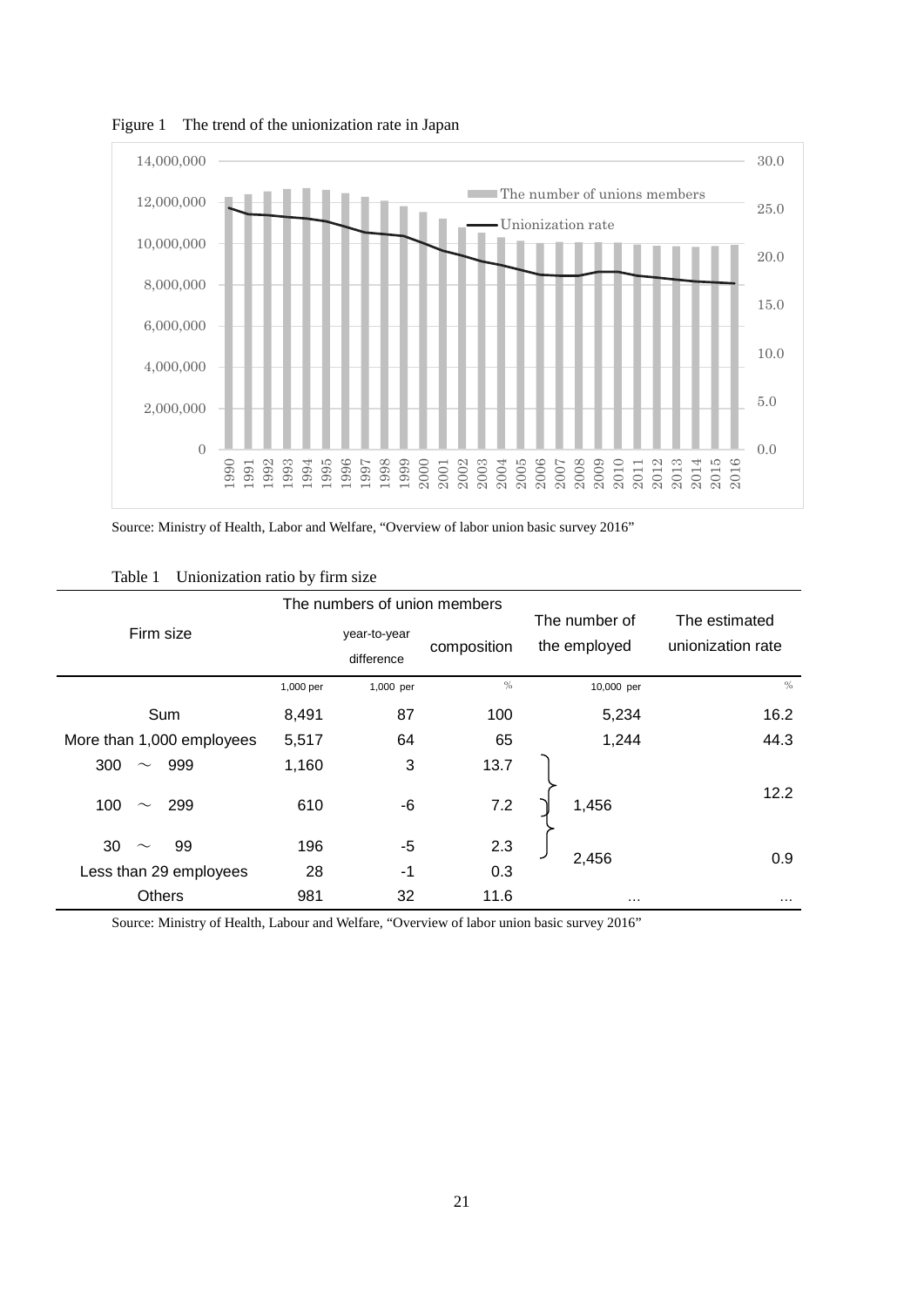Figure 1 The trend of the unionization rate in Japan

Source: Ministry of Health, Labor and Welfare, "Overview of labor union basic survey 2016"

Table 1 Unionization ratio by firm size

| Firm size | The numbers of union members | | | The number of the employed | The estimated unionization rate |
|---|---|---|---|---|---|
| | | year-to-year difference | composition | | |
| | 1,000 per | 1,000 per | % | 10,000 per | % |
| Sum | 8,491 | 87 | 100 | 5,234 | 16.2 |
| More than 1,000 employees | 5,517 | 64 | 65 | 1,244 | 44.3 |
| 300 ～ 999 | 1,160 | 3 | 13.7 | 1,456 | 12.2 |
| 100 ～ 299 | 610 | -6 | 7.2 | | |
| 30 ～ 99 | 196 | -5 | 2.3 | 2,456 | 0.9 |
| Less than 29 employees | 28 | -1 | 0.3 | | |
| Others | 981 | 32 | 11.6 | … | … |

Source: Ministry of Health, Labour and Welfare, "Overview of labor union basic survey 2016"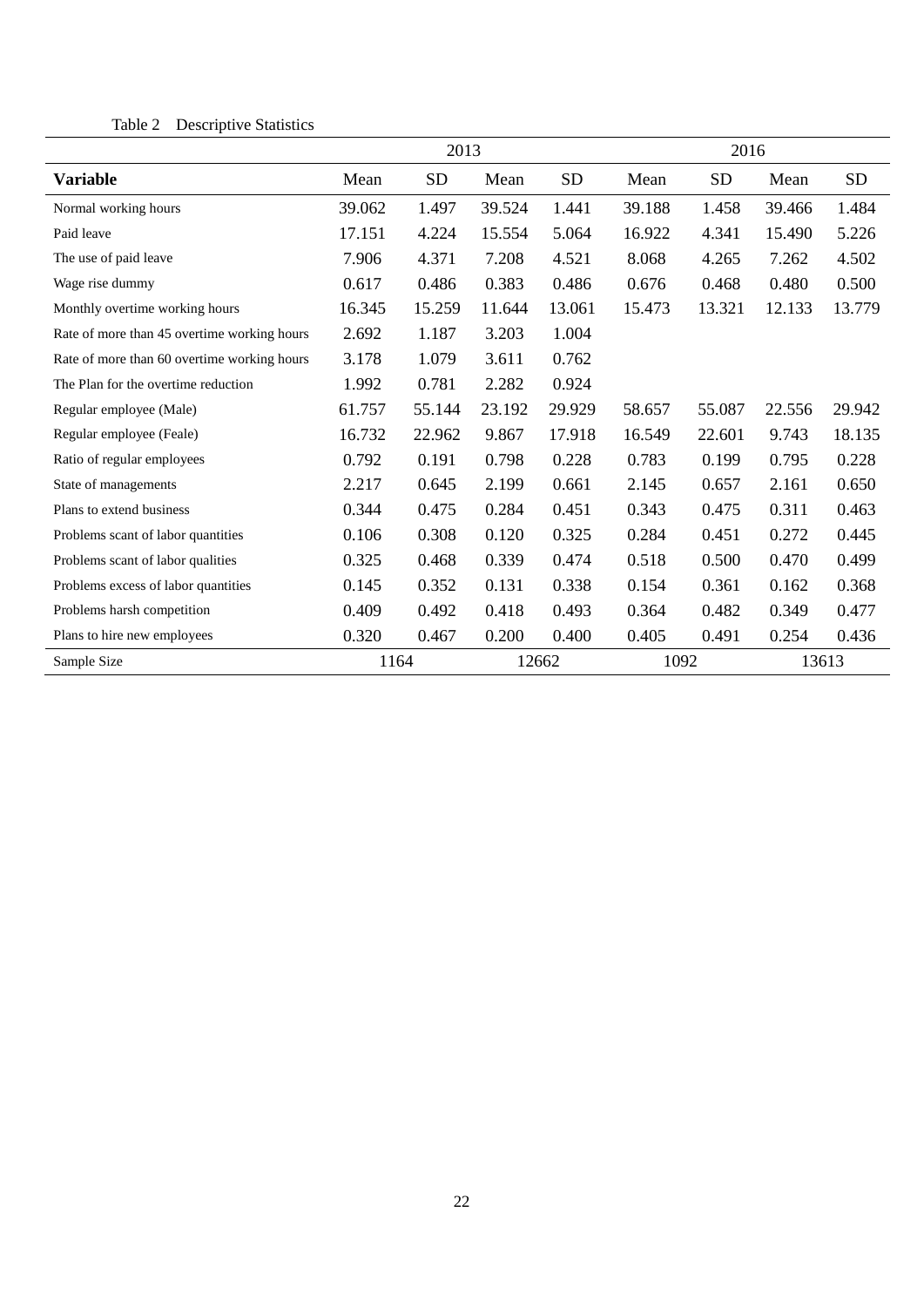Table 2　Descriptive Statistics

| | 2013 | | | | 2016 | | | |
|---|---|---|---|---|---|---|---|---|
| **Variable** | Mean | SD | Mean | SD | Mean | SD | Mean | SD |
| Normal working hours | 39.062 | 1.497 | 39.524 | 1.441 | 39.188 | 1.458 | 39.466 | 1.484 |
| Paid leave | 17.151 | 4.224 | 15.554 | 5.064 | 16.922 | 4.341 | 15.490 | 5.226 |
| The use of paid leave | 7.906 | 4.371 | 7.208 | 4.521 | 8.068 | 4.265 | 7.262 | 4.502 |
| Wage rise dummy | 0.617 | 0.486 | 0.383 | 0.486 | 0.676 | 0.468 | 0.480 | 0.500 |
| Monthly overtime working hours | 16.345 | 15.259 | 11.644 | 13.061 | 15.473 | 13.321 | 12.133 | 13.779 |
| Rate of more than 45 overtime working hours | 2.692 | 1.187 | 3.203 | 1.004 | | | | |
| Rate of more than 60 overtime working hours | 3.178 | 1.079 | 3.611 | 0.762 | | | | |
| The Plan for the overtime reduction | 1.992 | 0.781 | 2.282 | 0.924 | | | | |
| Regular employee (Male) | 61.757 | 55.144 | 23.192 | 29.929 | 58.657 | 55.087 | 22.556 | 29.942 |
| Regular employee (Feale) | 16.732 | 22.962 | 9.867 | 17.918 | 16.549 | 22.601 | 9.743 | 18.135 |
| Ratio of regular employees | 0.792 | 0.191 | 0.798 | 0.228 | 0.783 | 0.199 | 0.795 | 0.228 |
| State of managements | 2.217 | 0.645 | 2.199 | 0.661 | 2.145 | 0.657 | 2.161 | 0.650 |
| Plans to extend business | 0.344 | 0.475 | 0.284 | 0.451 | 0.343 | 0.475 | 0.311 | 0.463 |
| Problems scant of labor quantities | 0.106 | 0.308 | 0.120 | 0.325 | 0.284 | 0.451 | 0.272 | 0.445 |
| Problems scant of labor qualities | 0.325 | 0.468 | 0.339 | 0.474 | 0.518 | 0.500 | 0.470 | 0.499 |
| Problems excess of labor quantities | 0.145 | 0.352 | 0.131 | 0.338 | 0.154 | 0.361 | 0.162 | 0.368 |
| Problems harsh competition | 0.409 | 0.492 | 0.418 | 0.493 | 0.364 | 0.482 | 0.349 | 0.477 |
| Plans to hire new employees | 0.320 | 0.467 | 0.200 | 0.400 | 0.405 | 0.491 | 0.254 | 0.436 |
| Sample Size | 1164 | | 12662 | | 1092 | | 13613 | |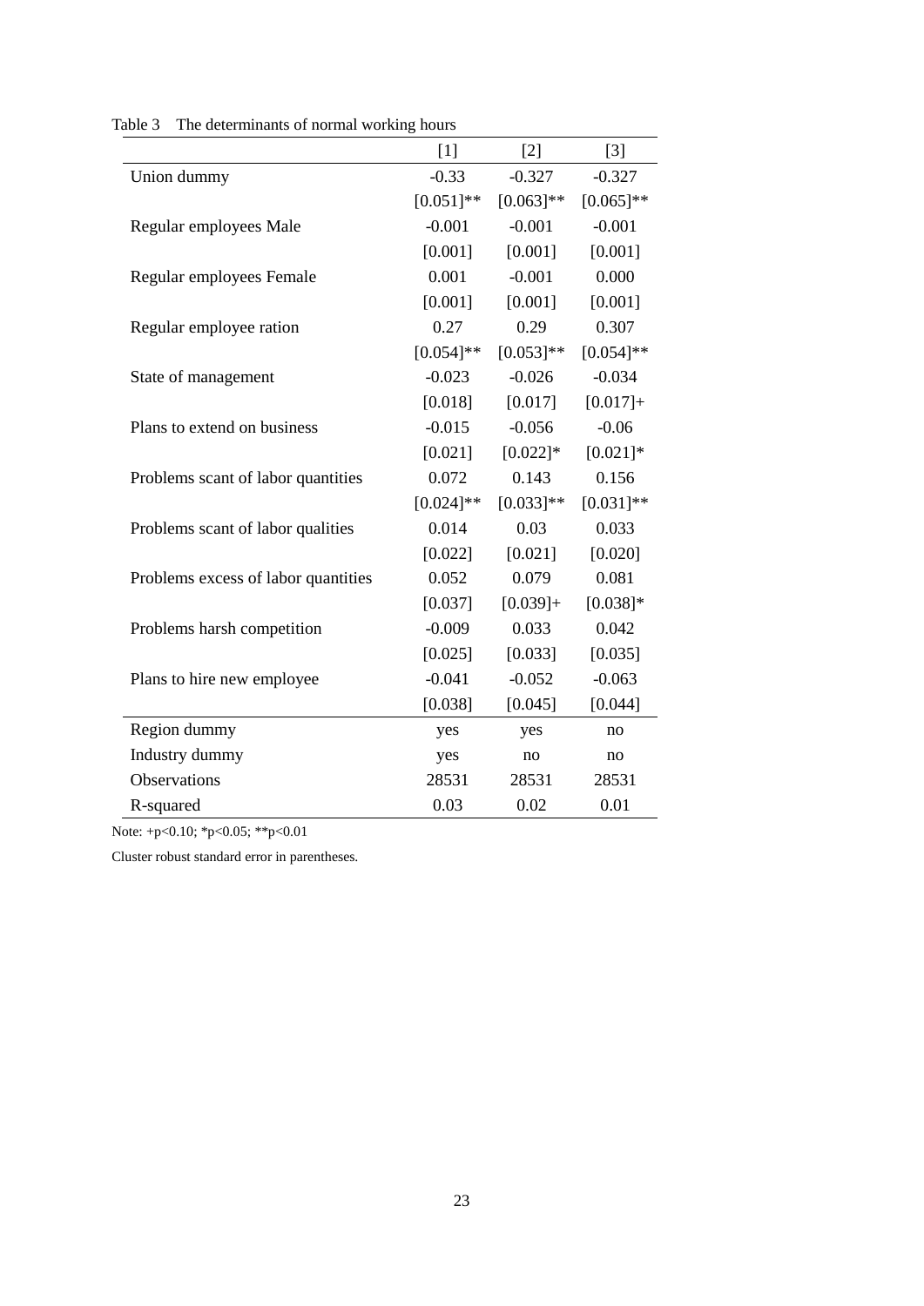Table 3 The determinants of normal working hours

| | [1] | [2] | [3] |
|---|---|---|---|
| Union dummy | -0.33 | -0.327 | -0.327 |
| | [0.051]** | [0.063]** | [0.065]** |
| Regular employees Male | -0.001 | -0.001 | -0.001 |
| | [0.001] | [0.001] | [0.001] |
| Regular employees Female | 0.001 | -0.001 | 0.000 |
| | [0.001] | [0.001] | [0.001] |
| Regular employee ration | 0.27 | 0.29 | 0.307 |
| | [0.054]** | [0.053]** | [0.054]** |
| State of management | -0.023 | -0.026 | -0.034 |
| | [0.018] | [0.017] | [0.017]+ |
| Plans to extend on business | -0.015 | -0.056 | -0.06 |
| | [0.021] | [0.022]* | [0.021]* |
| Problems scant of labor quantities | 0.072 | 0.143 | 0.156 |
| | [0.024]** | [0.033]** | [0.031]** |
| Problems scant of labor qualities | 0.014 | 0.03 | 0.033 |
| | [0.022] | [0.021] | [0.020] |
| Problems excess of labor quantities | 0.052 | 0.079 | 0.081 |
| | [0.037] | [0.039]+ | [0.038]* |
| Problems harsh competition | -0.009 | 0.033 | 0.042 |
| | [0.025] | [0.033] | [0.035] |
| Plans to hire new employee | -0.041 | -0.052 | -0.063 |
| | [0.038] | [0.045] | [0.044] |
| Region dummy | yes | yes | no |
| Industry dummy | yes | no | no |
| Observations | 28531 | 28531 | 28531 |
| R-squared | 0.03 | 0.02 | 0.01 |

Note: +p<0.10; *p<0.05; **p<0.01

Cluster robust standard error in parentheses.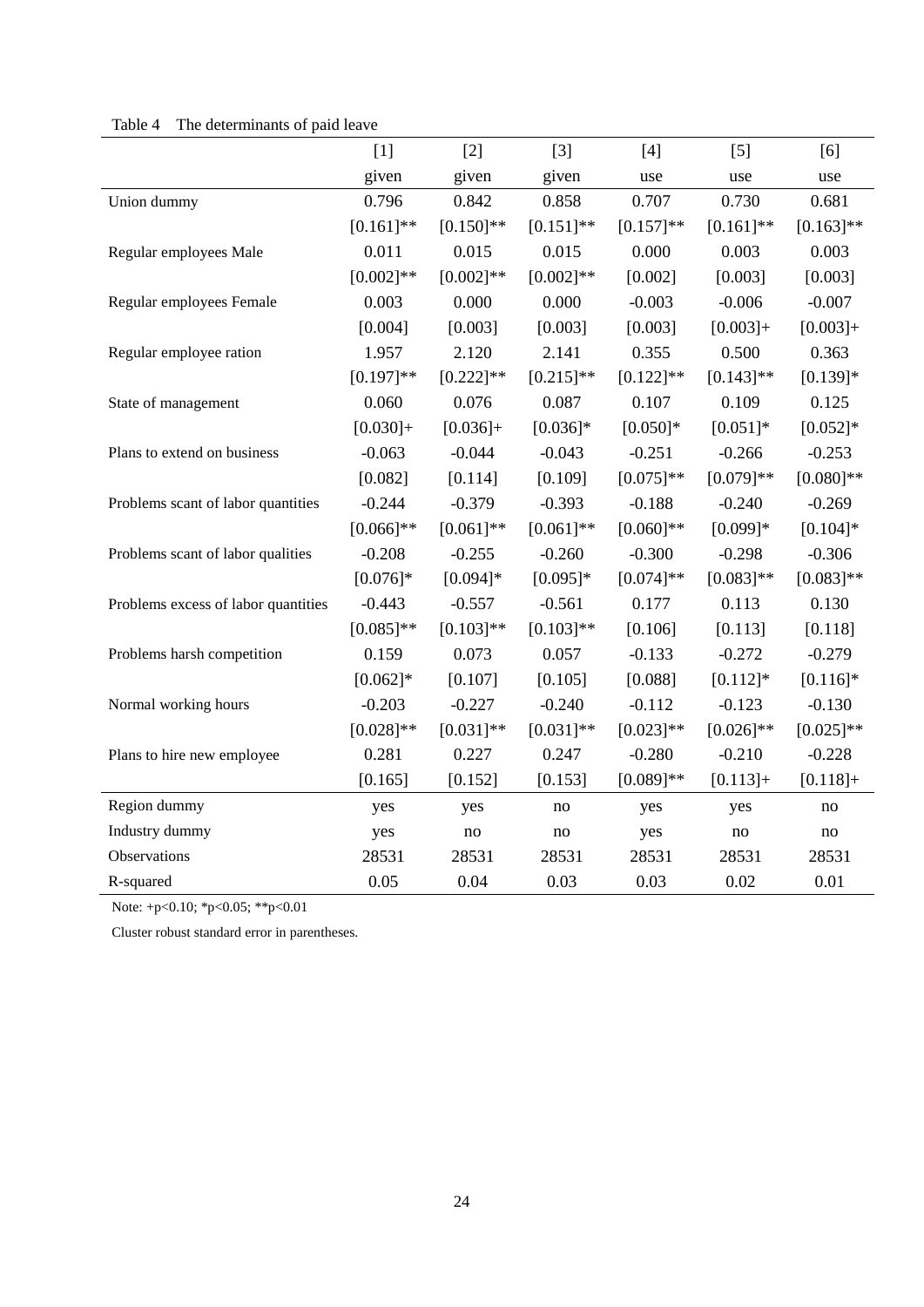Table 4　The determinants of paid leave

| | [1] | [2] | [3] | [4] | [5] | [6] |
|---|---|---|---|---|---|---|
| | given | given | given | use | use | use |
| Union dummy | 0.796 | 0.842 | 0.858 | 0.707 | 0.730 | 0.681 |
| | [0.161]** | [0.150]** | [0.151]** | [0.157]** | [0.161]** | [0.163]** |
| Regular employees Male | 0.011 | 0.015 | 0.015 | 0.000 | 0.003 | 0.003 |
| | [0.002]** | [0.002]** | [0.002]** | [0.002] | [0.003] | [0.003] |
| Regular employees Female | 0.003 | 0.000 | 0.000 | -0.003 | -0.006 | -0.007 |
| | [0.004] | [0.003] | [0.003] | [0.003] | [0.003]+ | [0.003]+ |
| Regular employee ration | 1.957 | 2.120 | 2.141 | 0.355 | 0.500 | 0.363 |
| | [0.197]** | [0.222]** | [0.215]** | [0.122]** | [0.143]** | [0.139]* |
| State of management | 0.060 | 0.076 | 0.087 | 0.107 | 0.109 | 0.125 |
| | [0.030]+ | [0.036]+ | [0.036]* | [0.050]* | [0.051]* | [0.052]* |
| Plans to extend on business | -0.063 | -0.044 | -0.043 | -0.251 | -0.266 | -0.253 |
| | [0.082] | [0.114] | [0.109] | [0.075]** | [0.079]** | [0.080]** |
| Problems scant of labor quantities | -0.244 | -0.379 | -0.393 | -0.188 | -0.240 | -0.269 |
| | [0.066]** | [0.061]** | [0.061]** | [0.060]** | [0.099]* | [0.104]* |
| Problems scant of labor qualities | -0.208 | -0.255 | -0.260 | -0.300 | -0.298 | -0.306 |
| | [0.076]* | [0.094]* | [0.095]* | [0.074]** | [0.083]** | [0.083]** |
| Problems excess of labor quantities | -0.443 | -0.557 | -0.561 | 0.177 | 0.113 | 0.130 |
| | [0.085]** | [0.103]** | [0.103]** | [0.106] | [0.113] | [0.118] |
| Problems harsh competition | 0.159 | 0.073 | 0.057 | -0.133 | -0.272 | -0.279 |
| | [0.062]* | [0.107] | [0.105] | [0.088] | [0.112]* | [0.116]* |
| Normal working hours | -0.203 | -0.227 | -0.240 | -0.112 | -0.123 | -0.130 |
| | [0.028]** | [0.031]** | [0.031]** | [0.023]** | [0.026]** | [0.025]** |
| Plans to hire new employee | 0.281 | 0.227 | 0.247 | -0.280 | -0.210 | -0.228 |
| | [0.165] | [0.152] | [0.153] | [0.089]** | [0.113]+ | [0.118]+ |
| Region dummy | yes | yes | no | yes | yes | no |
| Industry dummy | yes | no | no | yes | no | no |
| Observations | 28531 | 28531 | 28531 | 28531 | 28531 | 28531 |
| R-squared | 0.05 | 0.04 | 0.03 | 0.03 | 0.02 | 0.01 |

Note: +p<0.10; *p<0.05; **p<0.01

Cluster robust standard error in parentheses.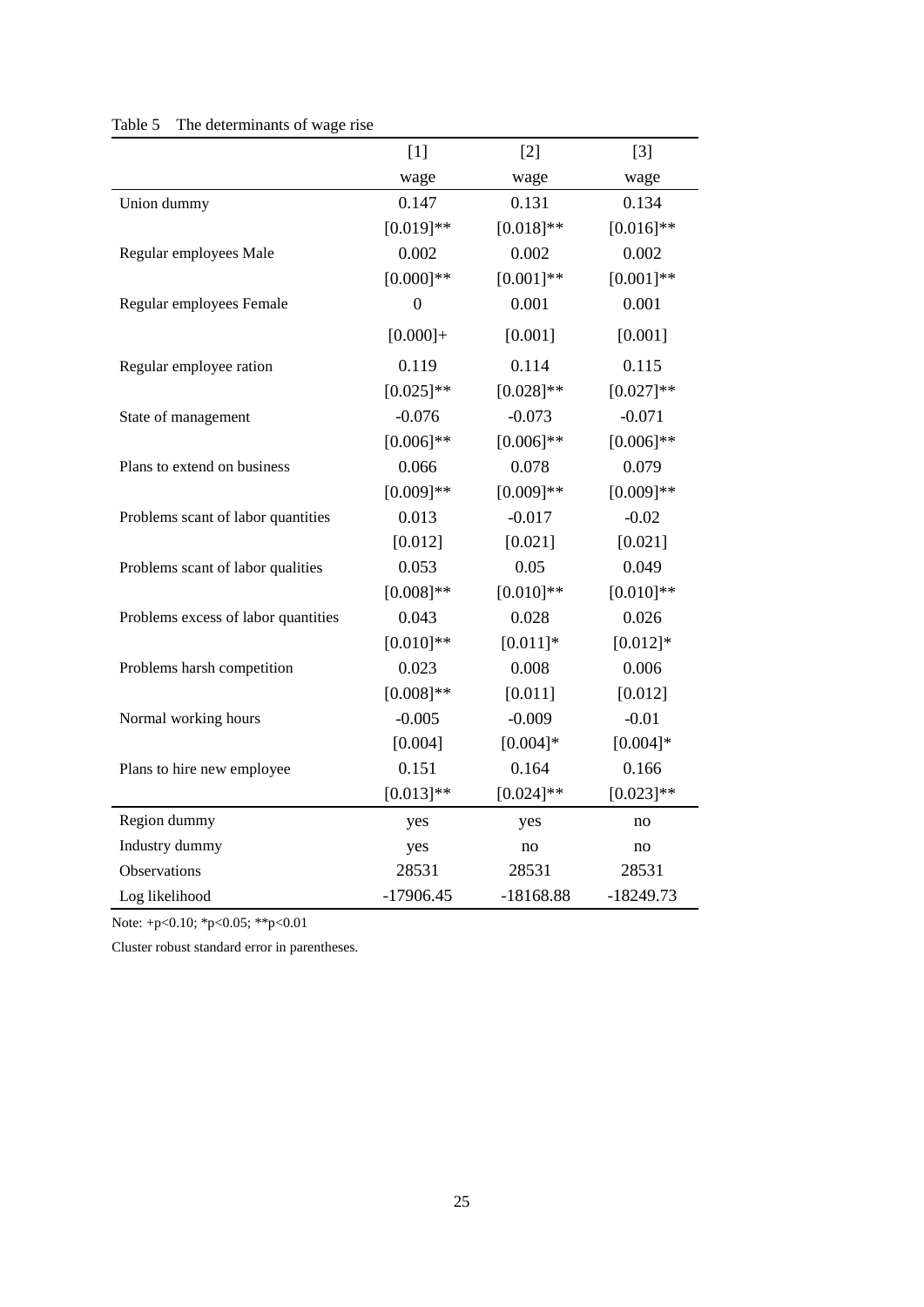Table 5　The determinants of wage rise

| | [1] | [2] | [3] |
|---|---|---|---|
| | wage | wage | wage |
| Union dummy | 0.147 | 0.131 | 0.134 |
| | [0.019]** | [0.018]** | [0.016]** |
| Regular employees Male | 0.002 | 0.002 | 0.002 |
| | [0.000]** | [0.001]** | [0.001]** |
| Regular employees Female | 0 | 0.001 | 0.001 |
| | [0.000]+ | [0.001] | [0.001] |
| Regular employee ration | 0.119 | 0.114 | 0.115 |
| | [0.025]** | [0.028]** | [0.027]** |
| State of management | -0.076 | -0.073 | -0.071 |
| | [0.006]** | [0.006]** | [0.006]** |
| Plans to extend on business | 0.066 | 0.078 | 0.079 |
| | [0.009]** | [0.009]** | [0.009]** |
| Problems scant of labor quantities | 0.013 | -0.017 | -0.02 |
| | [0.012] | [0.021] | [0.021] |
| Problems scant of labor qualities | 0.053 | 0.05 | 0.049 |
| | [0.008]** | [0.010]** | [0.010]** |
| Problems excess of labor quantities | 0.043 | 0.028 | 0.026 |
| | [0.010]** | [0.011]* | [0.012]* |
| Problems harsh competition | 0.023 | 0.008 | 0.006 |
| | [0.008]** | [0.011] | [0.012] |
| Normal working hours | -0.005 | -0.009 | -0.01 |
| | [0.004] | [0.004]* | [0.004]* |
| Plans to hire new employee | 0.151 | 0.164 | 0.166 |
| | [0.013]** | [0.024]** | [0.023]** |
| Region dummy | yes | yes | no |
| Industry dummy | yes | no | no |
| Observations | 28531 | 28531 | 28531 |
| Log likelihood | -17906.45 | -18168.88 | -18249.73 |

Note: +p<0.10; *p<0.05; **p<0.01

Cluster robust standard error in parentheses.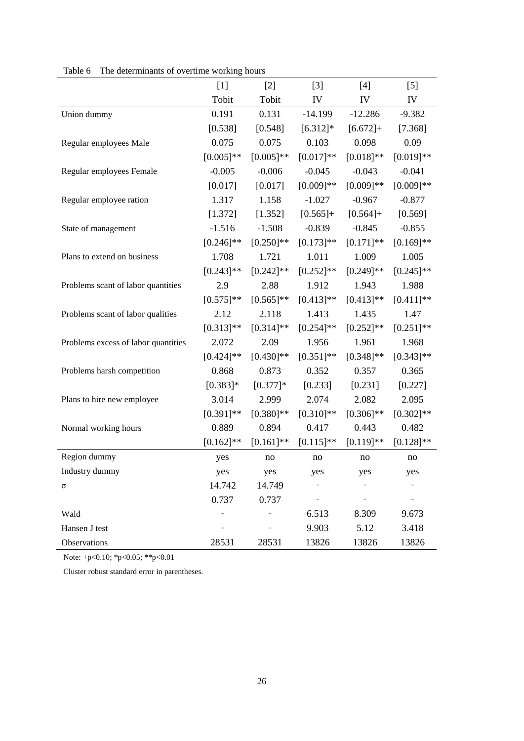Table 6 The determinants of overtime working hours

| | [1] | [2] | [3] | [4] | [5] |
|---|---|---|---|---|---|
| | Tobit | Tobit | IV | IV | IV |
| Union dummy | 0.191 | 0.131 | -14.199 | -12.286 | -9.382 |
| | [0.538] | [0.548] | [6.312]* | [6.672]+ | [7.368] |
| Regular employees Male | 0.075 | 0.075 | 0.103 | 0.098 | 0.09 |
| | [0.005]** | [0.005]** | [0.017]** | [0.018]** | [0.019]** |
| Regular employees Female | -0.005 | -0.006 | -0.045 | -0.043 | -0.041 |
| | [0.017] | [0.017] | [0.009]** | [0.009]** | [0.009]** |
| Regular employee ration | 1.317 | 1.158 | -1.027 | -0.967 | -0.877 |
| | [1.372] | [1.352] | [0.565]+ | [0.564]+ | [0.569] |
| State of management | -1.516 | -1.508 | -0.839 | -0.845 | -0.855 |
| | [0.246]** | [0.250]** | [0.173]** | [0.171]** | [0.169]** |
| Plans to extend on business | 1.708 | 1.721 | 1.011 | 1.009 | 1.005 |
| | [0.243]** | [0.242]** | [0.252]** | [0.249]** | [0.245]** |
| Problems scant of labor quantities | 2.9 | 2.88 | 1.912 | 1.943 | 1.988 |
| | [0.575]** | [0.565]** | [0.413]** | [0.413]** | [0.411]** |
| Problems scant of labor qualities | 2.12 | 2.118 | 1.413 | 1.435 | 1.47 |
| | [0.313]** | [0.314]** | [0.254]** | [0.252]** | [0.251]** |
| Problems excess of labor quantities | 2.072 | 2.09 | 1.956 | 1.961 | 1.968 |
| | [0.424]** | [0.430]** | [0.351]** | [0.348]** | [0.343]** |
| Problems harsh competition | 0.868 | 0.873 | 0.352 | 0.357 | 0.365 |
| | [0.383]* | [0.377]* | [0.233] | [0.231] | [0.227] |
| Plans to hire new employee | 3.014 | 2.999 | 2.074 | 2.082 | 2.095 |
| | [0.391]** | [0.380]** | [0.310]** | [0.306]** | [0.302]** |
| Normal working hours | 0.889 | 0.894 | 0.417 | 0.443 | 0.482 |
| | [0.162]** | [0.161]** | [0.115]** | [0.119]** | [0.128]** |
| Region dummy | yes | no | no | no | no |
| Industry dummy | yes | yes | yes | yes | yes |
| σ | 14.742 | 14.749 | - | - | - |
| | 0.737 | 0.737 | - | - | - |
| Wald | - | - | 6.513 | 8.309 | 9.673 |
| Hansen J test | - | - | 9.903 | 5.12 | 3.418 |
| Observations | 28531 | 28531 | 13826 | 13826 | 13826 |

Note: +p<0.10; *p<0.05; **p<0.01

Cluster robust standard error in parentheses.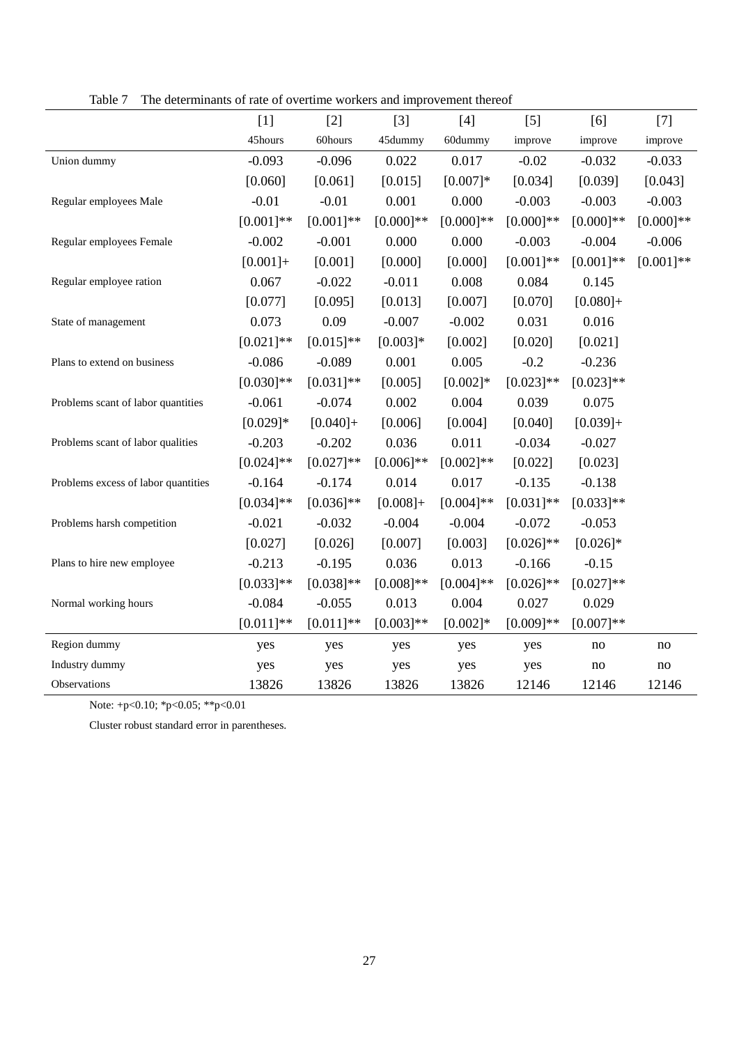Table 7 The determinants of rate of overtime workers and improvement thereof

| | [1] | [2] | [3] | [4] | [5] | [6] | [7] |
|---|---|---|---|---|---|---|---|
| | 45hours | 60hours | 45dummy | 60dummy | improve | improve | improve |
| Union dummy | -0.093 | -0.096 | 0.022 | 0.017 | -0.02 | -0.032 | -0.033 |
| | [0.060] | [0.061] | [0.015] | [0.007]* | [0.034] | [0.039] | [0.043] |
| Regular employees Male | -0.01 | -0.01 | 0.001 | 0.000 | -0.003 | -0.003 | -0.003 |
| | [0.001]** | [0.001]** | [0.000]** | [0.000]** | [0.000]** | [0.000]** | [0.000]** |
| Regular employees Female | -0.002 | -0.001 | 0.000 | 0.000 | -0.003 | -0.004 | -0.006 |
| | [0.001]+ | [0.001] | [0.000] | [0.000] | [0.001]** | [0.001]** | [0.001]** |
| Regular employee ration | 0.067 | -0.022 | -0.011 | 0.008 | 0.084 | 0.145 | |
| | [0.077] | [0.095] | [0.013] | [0.007] | [0.070] | [0.080]+ | |
| State of management | 0.073 | 0.09 | -0.007 | -0.002 | 0.031 | 0.016 | |
| | [0.021]** | [0.015]** | [0.003]* | [0.002] | [0.020] | [0.021] | |
| Plans to extend on business | -0.086 | -0.089 | 0.001 | 0.005 | -0.2 | -0.236 | |
| | [0.030]** | [0.031]** | [0.005] | [0.002]* | [0.023]** | [0.023]** | |
| Problems scant of labor quantities | -0.061 | -0.074 | 0.002 | 0.004 | 0.039 | 0.075 | |
| | [0.029]* | [0.040]+ | [0.006] | [0.004] | [0.040] | [0.039]+ | |
| Problems scant of labor qualities | -0.203 | -0.202 | 0.036 | 0.011 | -0.034 | -0.027 | |
| | [0.024]** | [0.027]** | [0.006]** | [0.002]** | [0.022] | [0.023] | |
| Problems excess of labor quantities | -0.164 | -0.174 | 0.014 | 0.017 | -0.135 | -0.138 | |
| | [0.034]** | [0.036]** | [0.008]+ | [0.004]** | [0.031]** | [0.033]** | |
| Problems harsh competition | -0.021 | -0.032 | -0.004 | -0.004 | -0.072 | -0.053 | |
| | [0.027] | [0.026] | [0.007] | [0.003] | [0.026]** | [0.026]* | |
| Plans to hire new employee | -0.213 | -0.195 | 0.036 | 0.013 | -0.166 | -0.15 | |
| | [0.033]** | [0.038]** | [0.008]** | [0.004]** | [0.026]** | [0.027]** | |
| Normal working hours | -0.084 | -0.055 | 0.013 | 0.004 | 0.027 | 0.029 | |
| | [0.011]** | [0.011]** | [0.003]** | [0.002]* | [0.009]** | [0.007]** | |
| Region dummy | yes | yes | yes | yes | yes | no | no |
| Industry dummy | yes | yes | yes | yes | yes | no | no |
| Observations | 13826 | 13826 | 13826 | 13826 | 12146 | 12146 | 12146 |

Note: +p<0.10; *p<0.05; **p<0.01

Cluster robust standard error in parentheses.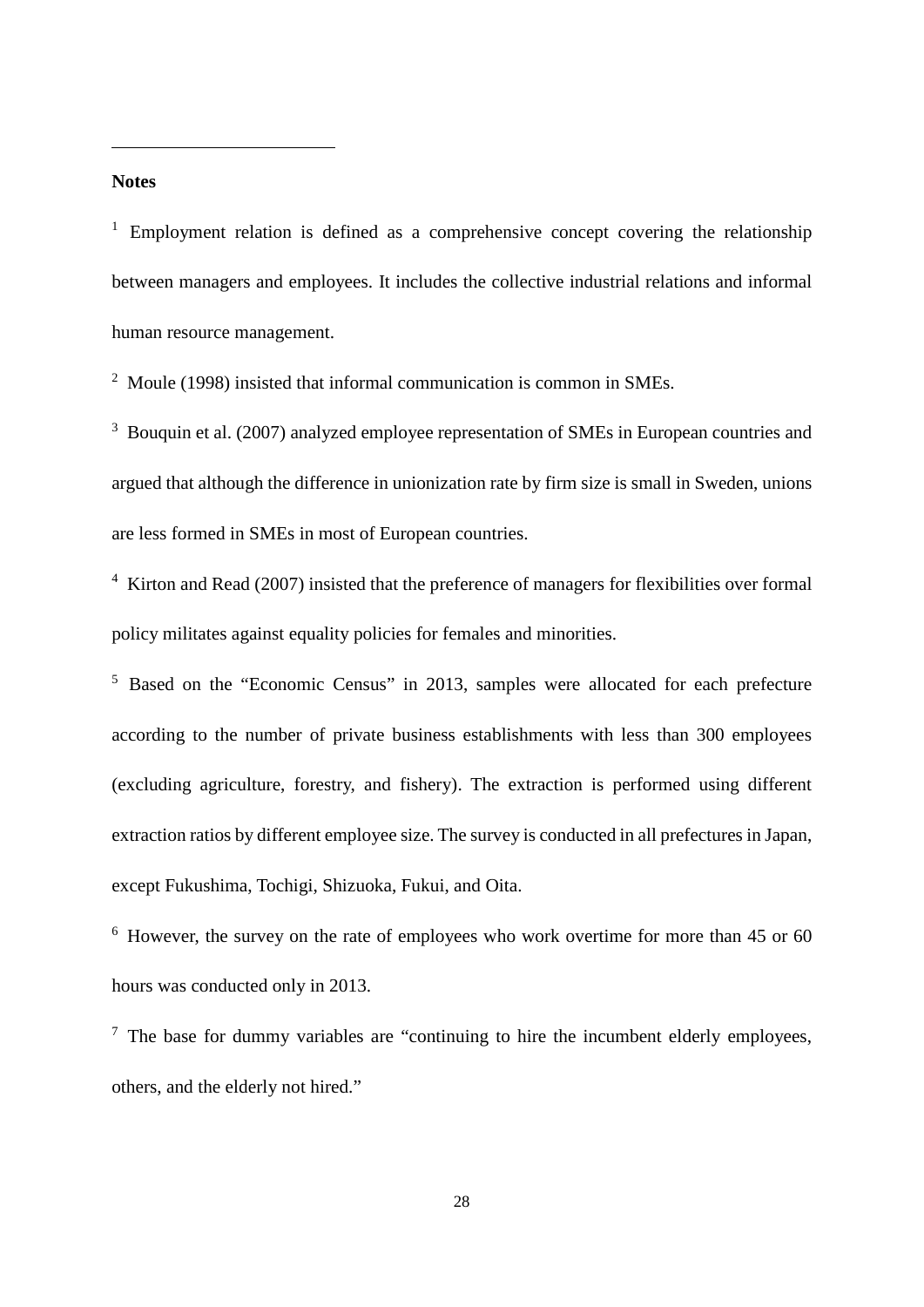**Notes**

[1] Employment relation is defined as a comprehensive concept covering the relationship between managers and employees. It includes the collective industrial relations and informal human resource management.

[2] Moule (1998) insisted that informal communication is common in SMEs.

[3] Bouquin et al. (2007) analyzed employee representation of SMEs in European countries and argued that although the difference in unionization rate by firm size is small in Sweden, unions are less formed in SMEs in most of European countries.

[4] Kirton and Read (2007) insisted that the preference of managers for flexibilities over formal policy militates against equality policies for females and minorities.

[5] Based on the "Economic Census" in 2013, samples were allocated for each prefecture according to the number of private business establishments with less than 300 employees (excluding agriculture, forestry, and fishery). The extraction is performed using different extraction ratios by different employee size. The survey is conducted in all prefectures in Japan, except Fukushima, Tochigi, Shizuoka, Fukui, and Oita.

[6] However, the survey on the rate of employees who work overtime for more than 45 or 60 hours was conducted only in 2013.

[7] The base for dummy variables are "continuing to hire the incumbent elderly employees, others, and the elderly not hired."